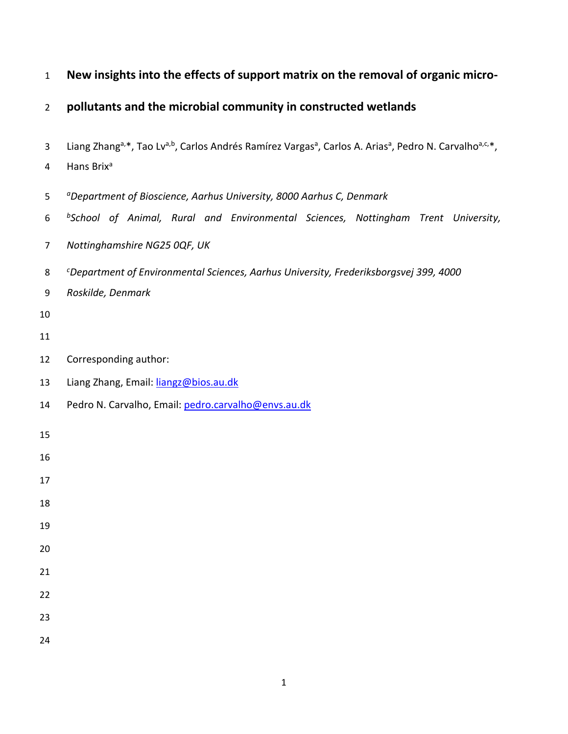# New insights into the effects of support matrix on the removal of organic micro-pollutants and the microbial community in constructed wetlands

Liang Zhang[a,*], Tao Lv[a,b], Carlos Andrés Ramírez Vargas[a], Carlos A. Arias[a], Pedro N. Carvalho[a,c,*], Hans Brix[a]

[a]*Department of Bioscience, Aarhus University, 8000 Aarhus C, Denmark*

[b]*School of Animal, Rural and Environmental Sciences, Nottingham Trent University, Nottinghamshire NG25 0QF, UK*

[c]*Department of Environmental Sciences, Aarhus University, Frederiksborgsvej 399, 4000 Roskilde, Denmark*

Corresponding author:

Liang Zhang, Email: liangz@bios.au.dk

Pedro N. Carvalho, Email: pedro.carvalho@envs.au.dk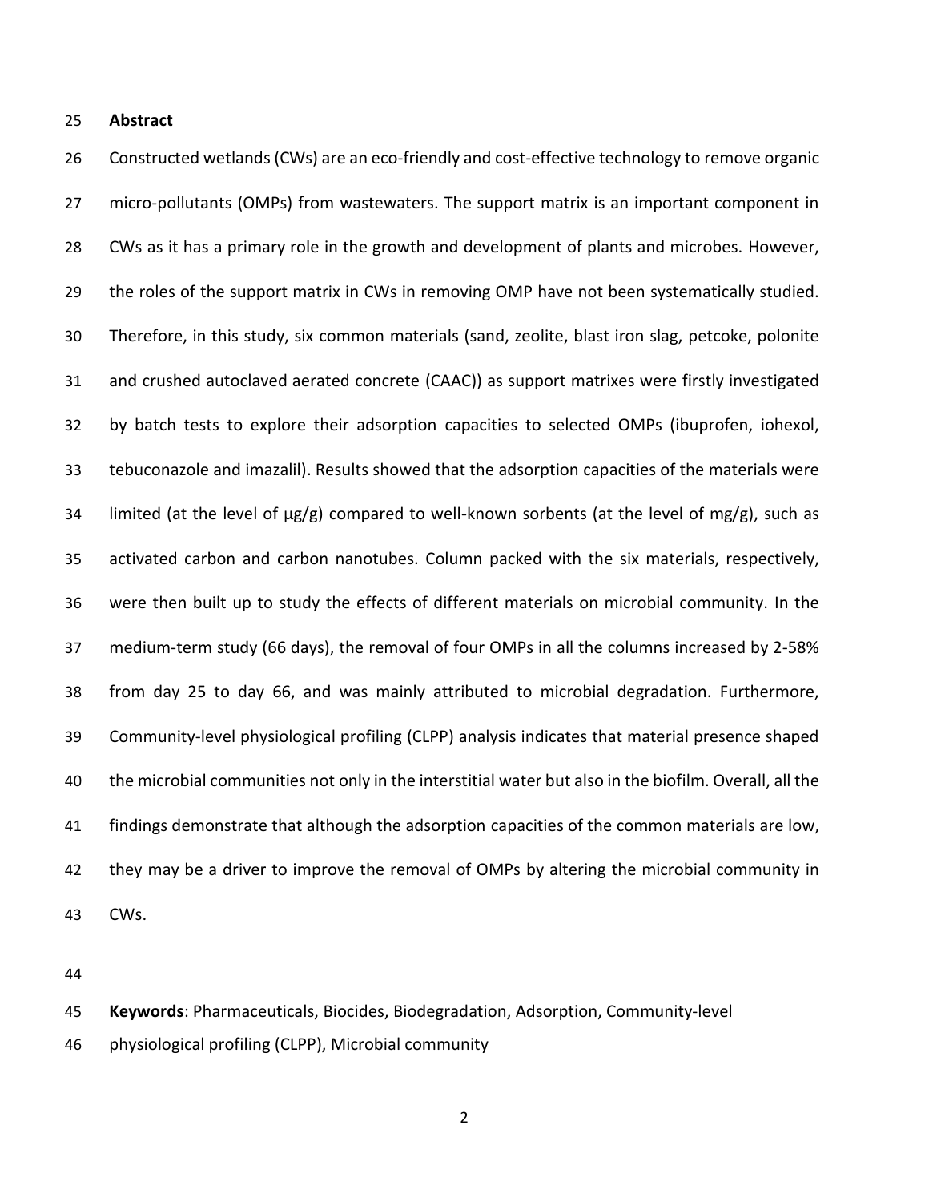## Abstract

Constructed wetlands (CWs) are an eco-friendly and cost-effective technology to remove organic micro-pollutants (OMPs) from wastewaters. The support matrix is an important component in CWs as it has a primary role in the growth and development of plants and microbes. However, the roles of the support matrix in CWs in removing OMP have not been systematically studied. Therefore, in this study, six common materials (sand, zeolite, blast iron slag, petcoke, polonite and crushed autoclaved aerated concrete (CAAC)) as support matrixes were firstly investigated by batch tests to explore their adsorption capacities to selected OMPs (ibuprofen, iohexol, tebuconazole and imazalil). Results showed that the adsorption capacities of the materials were limited (at the level of µg/g) compared to well-known sorbents (at the level of mg/g), such as activated carbon and carbon nanotubes. Column packed with the six materials, respectively, were then built up to study the effects of different materials on microbial community. In the medium-term study (66 days), the removal of four OMPs in all the columns increased by 2-58% from day 25 to day 66, and was mainly attributed to microbial degradation. Furthermore, Community-level physiological profiling (CLPP) analysis indicates that material presence shaped the microbial communities not only in the interstitial water but also in the biofilm. Overall, all the findings demonstrate that although the adsorption capacities of the common materials are low, they may be a driver to improve the removal of OMPs by altering the microbial community in CWs.

**Keywords**: Pharmaceuticals, Biocides, Biodegradation, Adsorption, Community-level physiological profiling (CLPP), Microbial community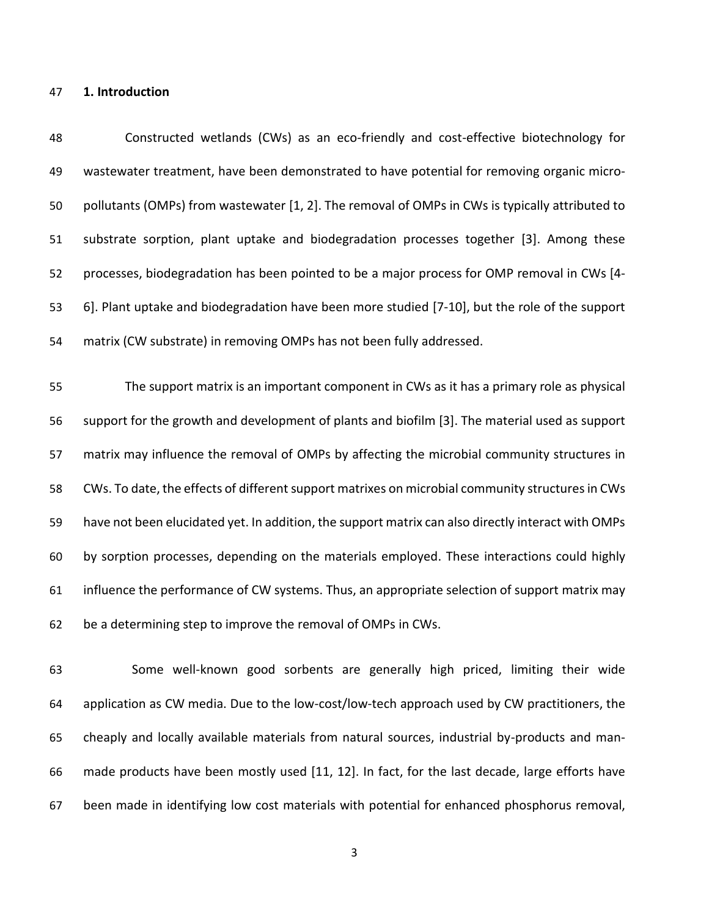## 1. Introduction

Constructed wetlands (CWs) as an eco-friendly and cost-effective biotechnology for wastewater treatment, have been demonstrated to have potential for removing organic micro-pollutants (OMPs) from wastewater [1, 2]. The removal of OMPs in CWs is typically attributed to substrate sorption, plant uptake and biodegradation processes together [3]. Among these processes, biodegradation has been pointed to be a major process for OMP removal in CWs [4-6]. Plant uptake and biodegradation have been more studied [7-10], but the role of the support matrix (CW substrate) in removing OMPs has not been fully addressed.

The support matrix is an important component in CWs as it has a primary role as physical support for the growth and development of plants and biofilm [3]. The material used as support matrix may influence the removal of OMPs by affecting the microbial community structures in CWs. To date, the effects of different support matrixes on microbial community structures in CWs have not been elucidated yet. In addition, the support matrix can also directly interact with OMPs by sorption processes, depending on the materials employed. These interactions could highly influence the performance of CW systems. Thus, an appropriate selection of support matrix may be a determining step to improve the removal of OMPs in CWs.

Some well-known good sorbents are generally high priced, limiting their wide application as CW media. Due to the low-cost/low-tech approach used by CW practitioners, the cheaply and locally available materials from natural sources, industrial by-products and man-made products have been mostly used [11, 12]. In fact, for the last decade, large efforts have been made in identifying low cost materials with potential for enhanced phosphorus removal,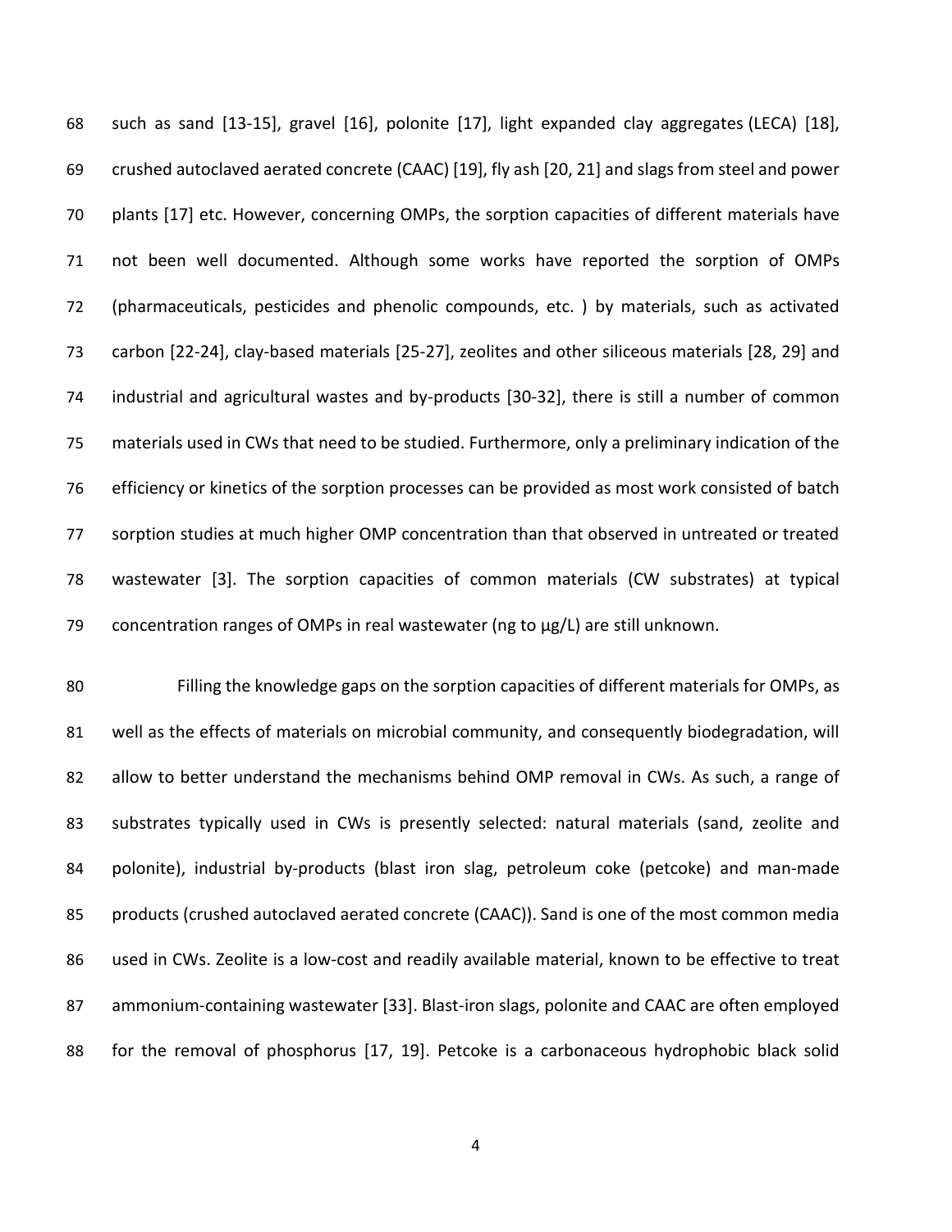such as sand [13-15], gravel [16], polonite [17], light expanded clay aggregates (LECA) [18], crushed autoclaved aerated concrete (CAAC) [19], fly ash [20, 21] and slags from steel and power plants [17] etc. However, concerning OMPs, the sorption capacities of different materials have not been well documented. Although some works have reported the sorption of OMPs (pharmaceuticals, pesticides and phenolic compounds, etc. ) by materials, such as activated carbon [22-24], clay-based materials [25-27], zeolites and other siliceous materials [28, 29] and industrial and agricultural wastes and by-products [30-32], there is still a number of common materials used in CWs that need to be studied. Furthermore, only a preliminary indication of the efficiency or kinetics of the sorption processes can be provided as most work consisted of batch sorption studies at much higher OMP concentration than that observed in untreated or treated wastewater [3]. The sorption capacities of common materials (CW substrates) at typical concentration ranges of OMPs in real wastewater (ng to µg/L) are still unknown.

Filling the knowledge gaps on the sorption capacities of different materials for OMPs, as well as the effects of materials on microbial community, and consequently biodegradation, will allow to better understand the mechanisms behind OMP removal in CWs. As such, a range of substrates typically used in CWs is presently selected: natural materials (sand, zeolite and polonite), industrial by-products (blast iron slag, petroleum coke (petcoke) and man-made products (crushed autoclaved aerated concrete (CAAC)). Sand is one of the most common media used in CWs. Zeolite is a low-cost and readily available material, known to be effective to treat ammonium-containing wastewater [33]. Blast-iron slags, polonite and CAAC are often employed for the removal of phosphorus [17, 19]. Petcoke is a carbonaceous hydrophobic black solid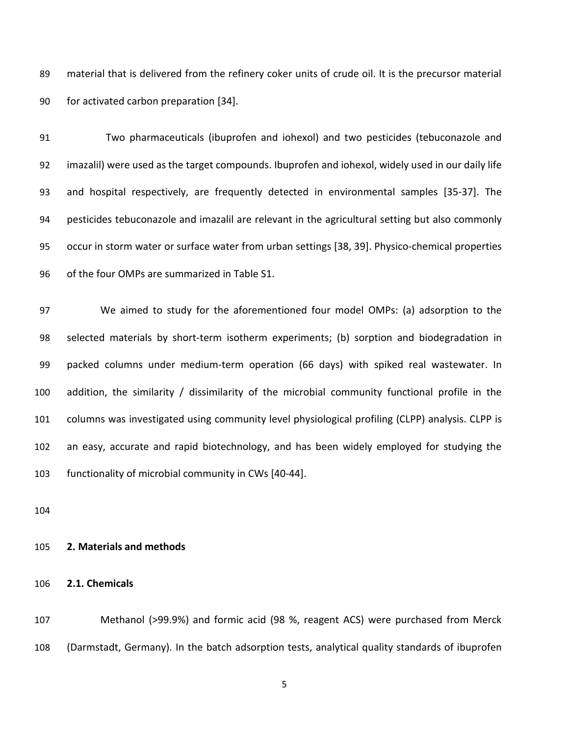material that is delivered from the refinery coker units of crude oil. It is the precursor material for activated carbon preparation [34].

Two pharmaceuticals (ibuprofen and iohexol) and two pesticides (tebuconazole and imazalil) were used as the target compounds. Ibuprofen and iohexol, widely used in our daily life and hospital respectively, are frequently detected in environmental samples [35-37]. The pesticides tebuconazole and imazalil are relevant in the agricultural setting but also commonly occur in storm water or surface water from urban settings [38, 39]. Physico-chemical properties of the four OMPs are summarized in Table S1.

We aimed to study for the aforementioned four model OMPs: (a) adsorption to the selected materials by short-term isotherm experiments; (b) sorption and biodegradation in packed columns under medium-term operation (66 days) with spiked real wastewater. In addition, the similarity / dissimilarity of the microbial community functional profile in the columns was investigated using community level physiological profiling (CLPP) analysis. CLPP is an easy, accurate and rapid biotechnology, and has been widely employed for studying the functionality of microbial community in CWs [40-44].

## 2. Materials and methods

### 2.1. Chemicals

Methanol (>99.9%) and formic acid (98 %, reagent ACS) were purchased from Merck (Darmstadt, Germany). In the batch adsorption tests, analytical quality standards of ibuprofen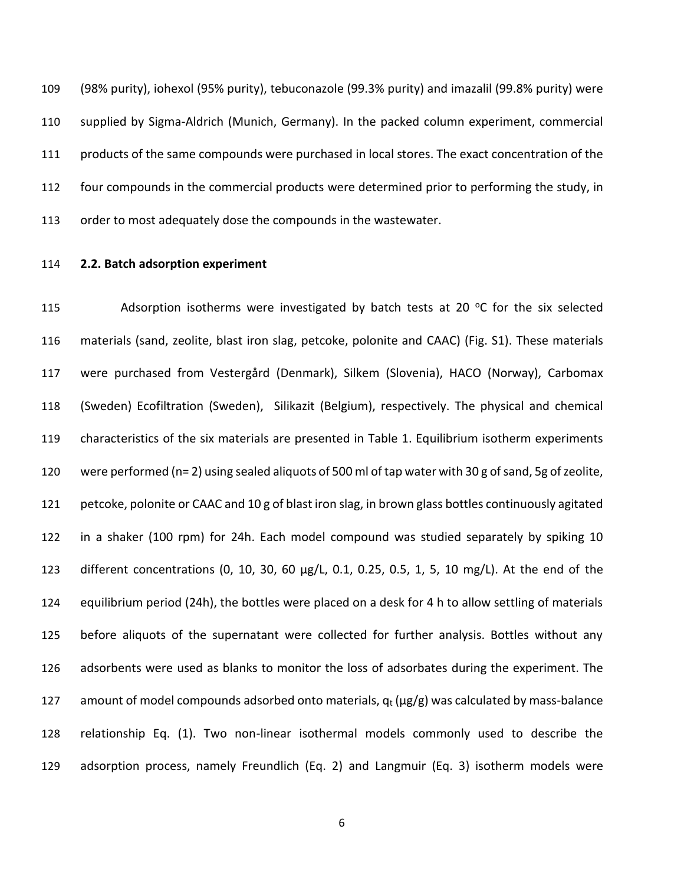(98% purity), iohexol (95% purity), tebuconazole (99.3% purity) and imazalil (99.8% purity) were supplied by Sigma-Aldrich (Munich, Germany). In the packed column experiment, commercial products of the same compounds were purchased in local stores. The exact concentration of the four compounds in the commercial products were determined prior to performing the study, in order to most adequately dose the compounds in the wastewater.

## 2.2. Batch adsorption experiment

Adsorption isotherms were investigated by batch tests at 20 $^{o}$C for the six selected materials (sand, zeolite, blast iron slag, petcoke, polonite and CAAC) (Fig. S1). These materials were purchased from Vestergård (Denmark), Silkem (Slovenia), HACO (Norway), Carbomax (Sweden) Ecofiltration (Sweden), Silikazit (Belgium), respectively. The physical and chemical characteristics of the six materials are presented in Table 1. Equilibrium isotherm experiments were performed (n= 2) using sealed aliquots of 500 ml of tap water with 30 g of sand, 5g of zeolite, petcoke, polonite or CAAC and 10 g of blast iron slag, in brown glass bottles continuously agitated in a shaker (100 rpm) for 24h. Each model compound was studied separately by spiking 10 different concentrations (0, 10, 30, 60 µg/L, 0.1, 0.25, 0.5, 1, 5, 10 mg/L). At the end of the equilibrium period (24h), the bottles were placed on a desk for 4 h to allow settling of materials before aliquots of the supernatant were collected for further analysis. Bottles without any adsorbents were used as blanks to monitor the loss of adsorbates during the experiment. The amount of model compounds adsorbed onto materials, $q_t$ (µg/g) was calculated by mass-balance relationship Eq. (1). Two non-linear isothermal models commonly used to describe the adsorption process, namely Freundlich (Eq. 2) and Langmuir (Eq. 3) isotherm models were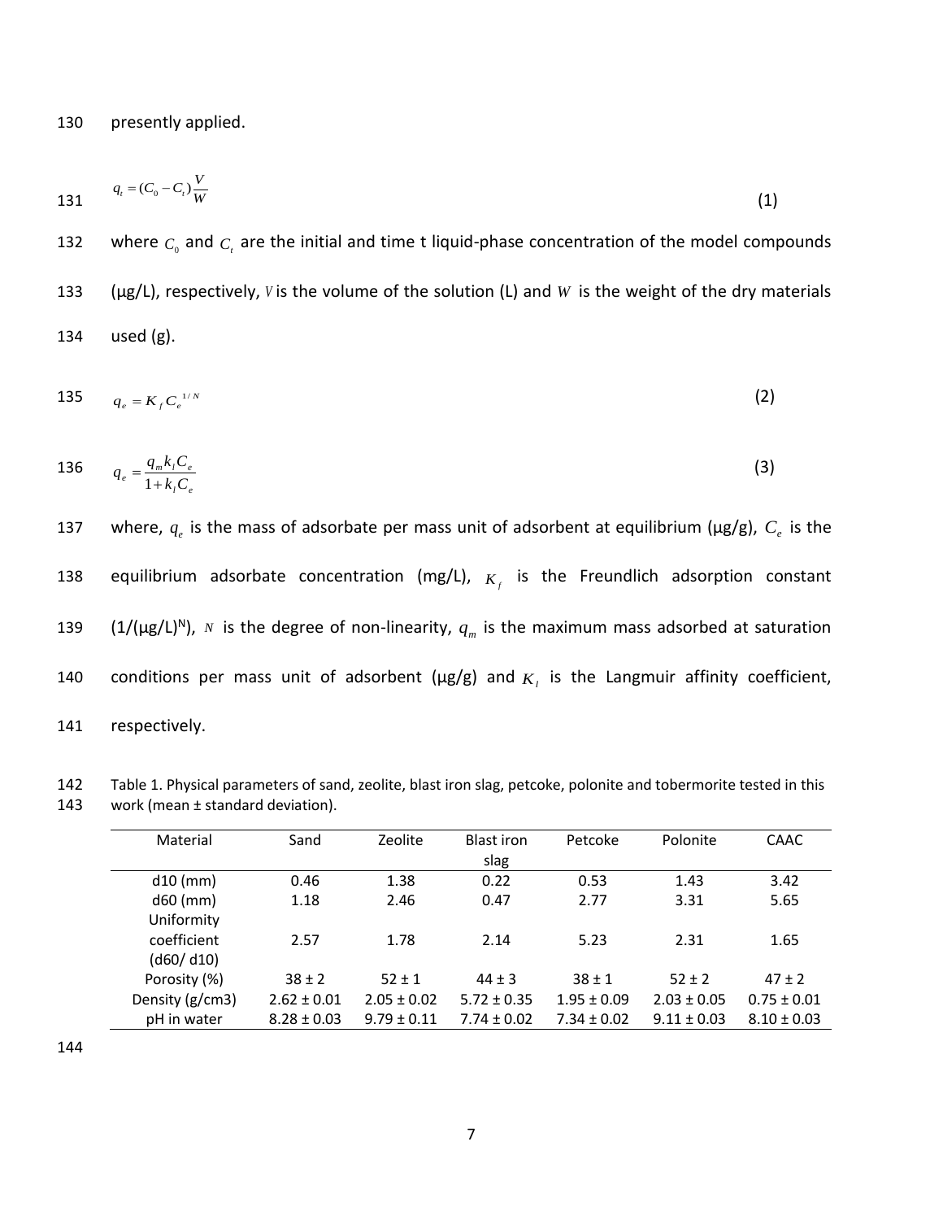presently applied.

$$q_t = (C_0 - C_t)\frac{V}{W} \tag{1}$$

where $C_0$ and $C_t$ are the initial and time t liquid-phase concentration of the model compounds (μg/L), respectively, $V$ is the volume of the solution (L) and $W$ is the weight of the dry materials used (g).

$$q_e = K_f C_e^{1/N} \tag{2}$$

$$q_e = \frac{q_m k_l C_e}{1 + k_l C_e} \tag{3}$$

where, $q_e$ is the mass of adsorbate per mass unit of adsorbent at equilibrium (μg/g), $C_e$ is the equilibrium adsorbate concentration (mg/L), $K_f$ is the Freundlich adsorption constant (1/(μg/L)$^N$), $N$ is the degree of non-linearity, $q_m$ is the maximum mass adsorbed at saturation conditions per mass unit of adsorbent (μg/g) and $K_l$ is the Langmuir affinity coefficient, respectively.

Table 1. Physical parameters of sand, zeolite, blast iron slag, petcoke, polonite and tobermorite tested in this work (mean ± standard deviation).

| Material | Sand | Zeolite | Blast iron slag | Petcoke | Polonite | CAAC |
|---|---|---|---|---|---|---|
| d10 (mm) | 0.46 | 1.38 | 0.22 | 0.53 | 1.43 | 3.42 |
| d60 (mm) | 1.18 | 2.46 | 0.47 | 2.77 | 3.31 | 5.65 |
| Uniformity coefficient (d60/ d10) | 2.57 | 1.78 | 2.14 | 5.23 | 2.31 | 1.65 |
| Porosity (%) | 38 ± 2 | 52 ± 1 | 44 ± 3 | 38 ± 1 | 52 ± 2 | 47 ± 2 |
| Density (g/cm3) | 2.62 ± 0.01 | 2.05 ± 0.02 | 5.72 ± 0.35 | 1.95 ± 0.09 | 2.03 ± 0.05 | 0.75 ± 0.01 |
| pH in water | 8.28 ± 0.03 | 9.79 ± 0.11 | 7.74 ± 0.02 | 7.34 ± 0.02 | 9.11 ± 0.03 | 8.10 ± 0.03 |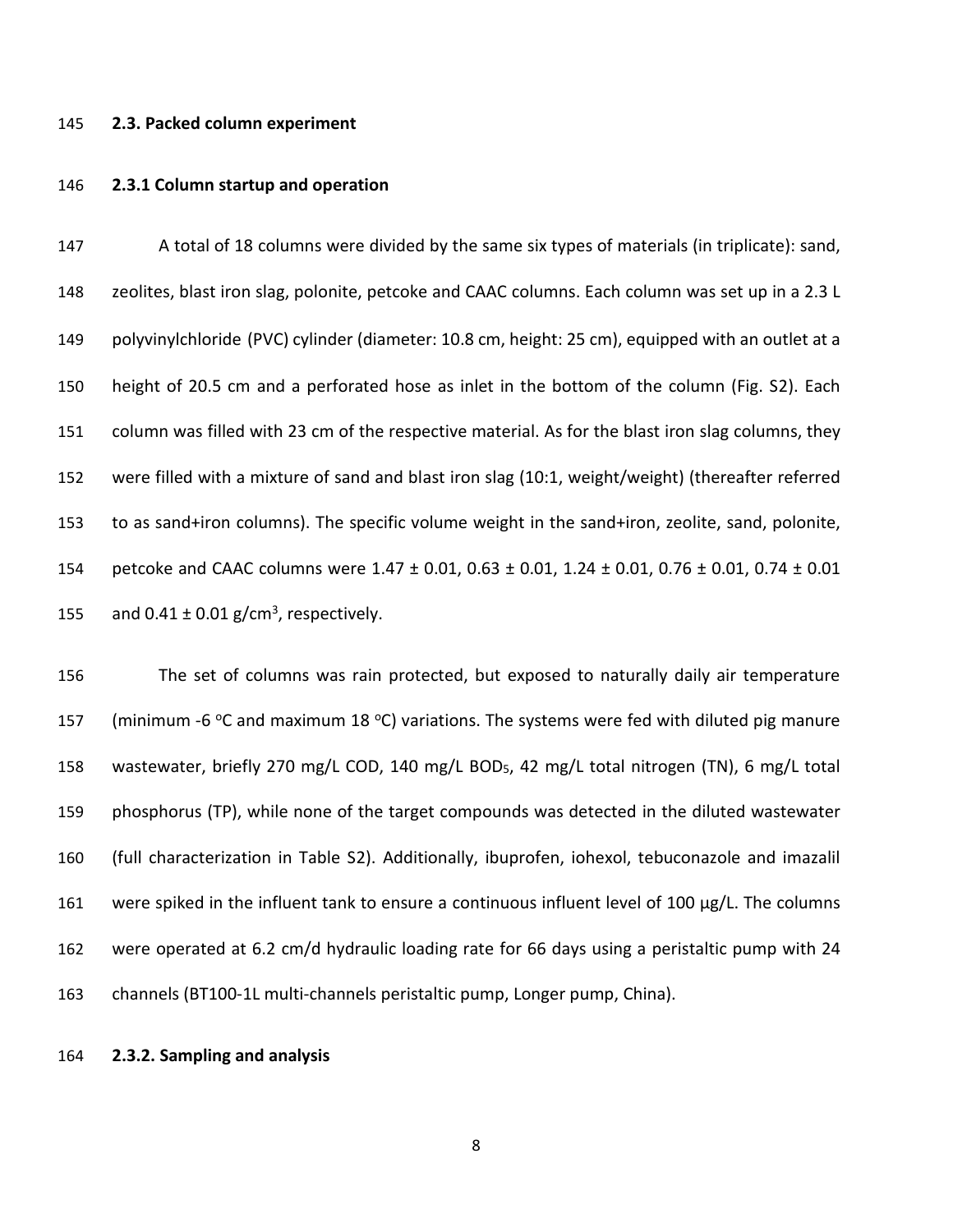## 2.3. Packed column experiment

### 2.3.1 Column startup and operation

A total of 18 columns were divided by the same six types of materials (in triplicate): sand, zeolites, blast iron slag, polonite, petcoke and CAAC columns. Each column was set up in a 2.3 L polyvinylchloride (PVC) cylinder (diameter: 10.8 cm, height: 25 cm), equipped with an outlet at a height of 20.5 cm and a perforated hose as inlet in the bottom of the column (Fig. S2). Each column was filled with 23 cm of the respective material. As for the blast iron slag columns, they were filled with a mixture of sand and blast iron slag (10:1, weight/weight) (thereafter referred to as sand+iron columns). The specific volume weight in the sand+iron, zeolite, sand, polonite, petcoke and CAAC columns were 1.47 ± 0.01, 0.63 ± 0.01, 1.24 ± 0.01, 0.76 ± 0.01, 0.74 ± 0.01 and 0.41 ± 0.01 g/cm$^3$, respectively.

The set of columns was rain protected, but exposed to naturally daily air temperature (minimum -6 $^o$C and maximum 18 $^o$C) variations. The systems were fed with diluted pig manure wastewater, briefly 270 mg/L COD, 140 mg/L $BOD_5$, 42 mg/L total nitrogen (TN), 6 mg/L total phosphorus (TP), while none of the target compounds was detected in the diluted wastewater (full characterization in Table S2). Additionally, ibuprofen, iohexol, tebuconazole and imazalil were spiked in the influent tank to ensure a continuous influent level of 100 µg/L. The columns were operated at 6.2 cm/d hydraulic loading rate for 66 days using a peristaltic pump with 24 channels (BT100-1L multi-channels peristaltic pump, Longer pump, China).

### 2.3.2. Sampling and analysis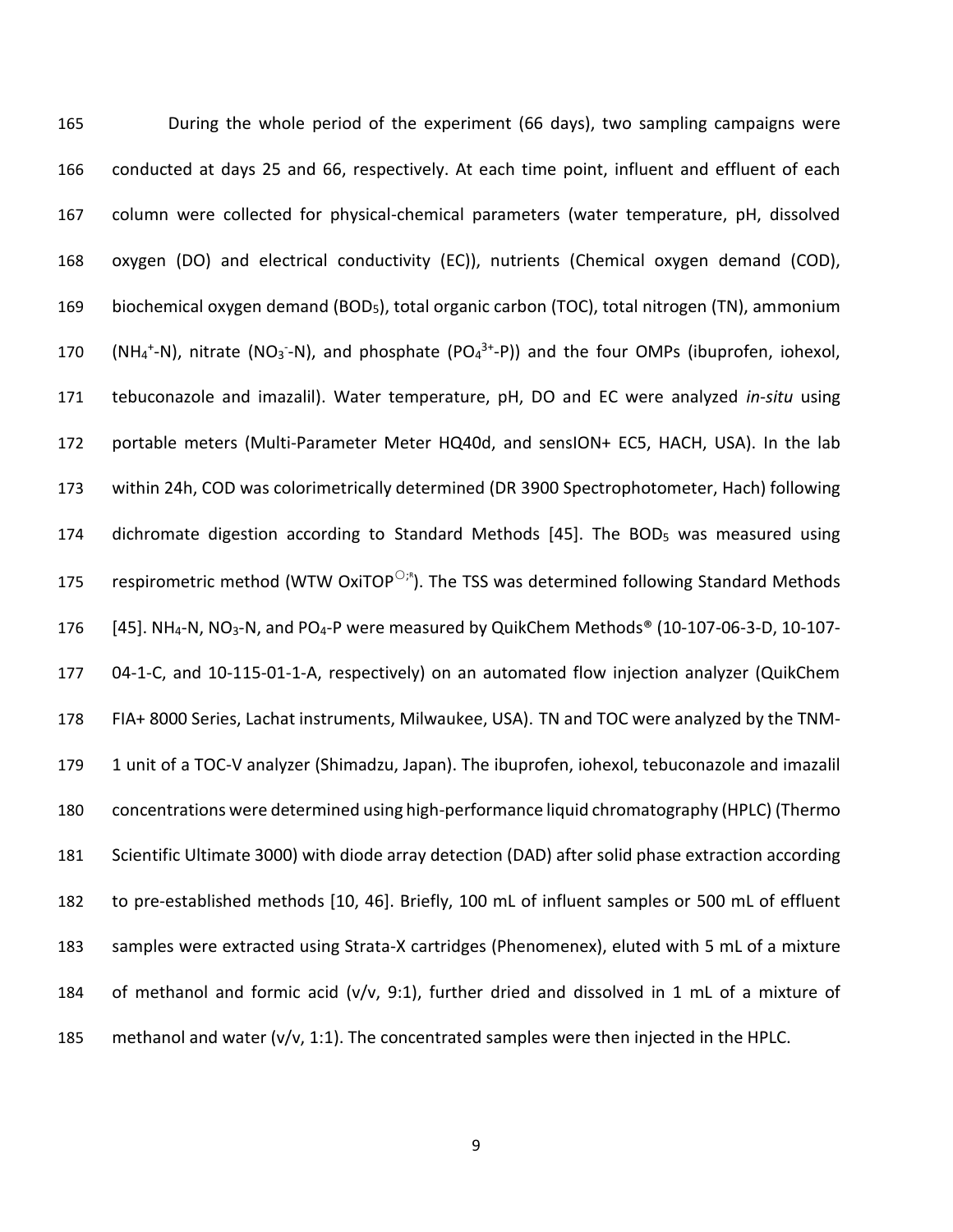During the whole period of the experiment (66 days), two sampling campaigns were conducted at days 25 and 66, respectively. At each time point, influent and effluent of each column were collected for physical-chemical parameters (water temperature, pH, dissolved oxygen (DO) and electrical conductivity (EC)), nutrients (Chemical oxygen demand (COD), biochemical oxygen demand ($BOD_5$), total organic carbon (TOC), total nitrogen (TN), ammonium ($NH_4^+$-N), nitrate ($NO_3^-$-N), and phosphate ($PO_4^{3+}$-P)) and the four OMPs (ibuprofen, iohexol, tebuconazole and imazalil). Water temperature, pH, DO and EC were analyzed *in-situ* using portable meters (Multi-Parameter Meter HQ40d, and sensION+ EC5, HACH, USA). In the lab within 24h, COD was colorimetrically determined (DR 3900 Spectrophotometer, Hach) following dichromate digestion according to Standard Methods [45]. The $BOD_5$ was measured using respirometric method (WTW OxiTOP$^{○;®}$). The TSS was determined following Standard Methods [45]. $NH_4$-N, $NO_3$-N, and $PO_4$-P were measured by QuikChem Methods® (10-107-06-3-D, 10-107-04-1-C, and 10-115-01-1-A, respectively) on an automated flow injection analyzer (QuikChem FIA+ 8000 Series, Lachat instruments, Milwaukee, USA). TN and TOC were analyzed by the TNM-1 unit of a TOC-V analyzer (Shimadzu, Japan). The ibuprofen, iohexol, tebuconazole and imazalil concentrations were determined using high-performance liquid chromatography (HPLC) (Thermo Scientific Ultimate 3000) with diode array detection (DAD) after solid phase extraction according to pre-established methods [10, 46]. Briefly, 100 mL of influent samples or 500 mL of effluent samples were extracted using Strata-X cartridges (Phenomenex), eluted with 5 mL of a mixture of methanol and formic acid (v/v, 9:1), further dried and dissolved in 1 mL of a mixture of methanol and water (v/v, 1:1). The concentrated samples were then injected in the HPLC.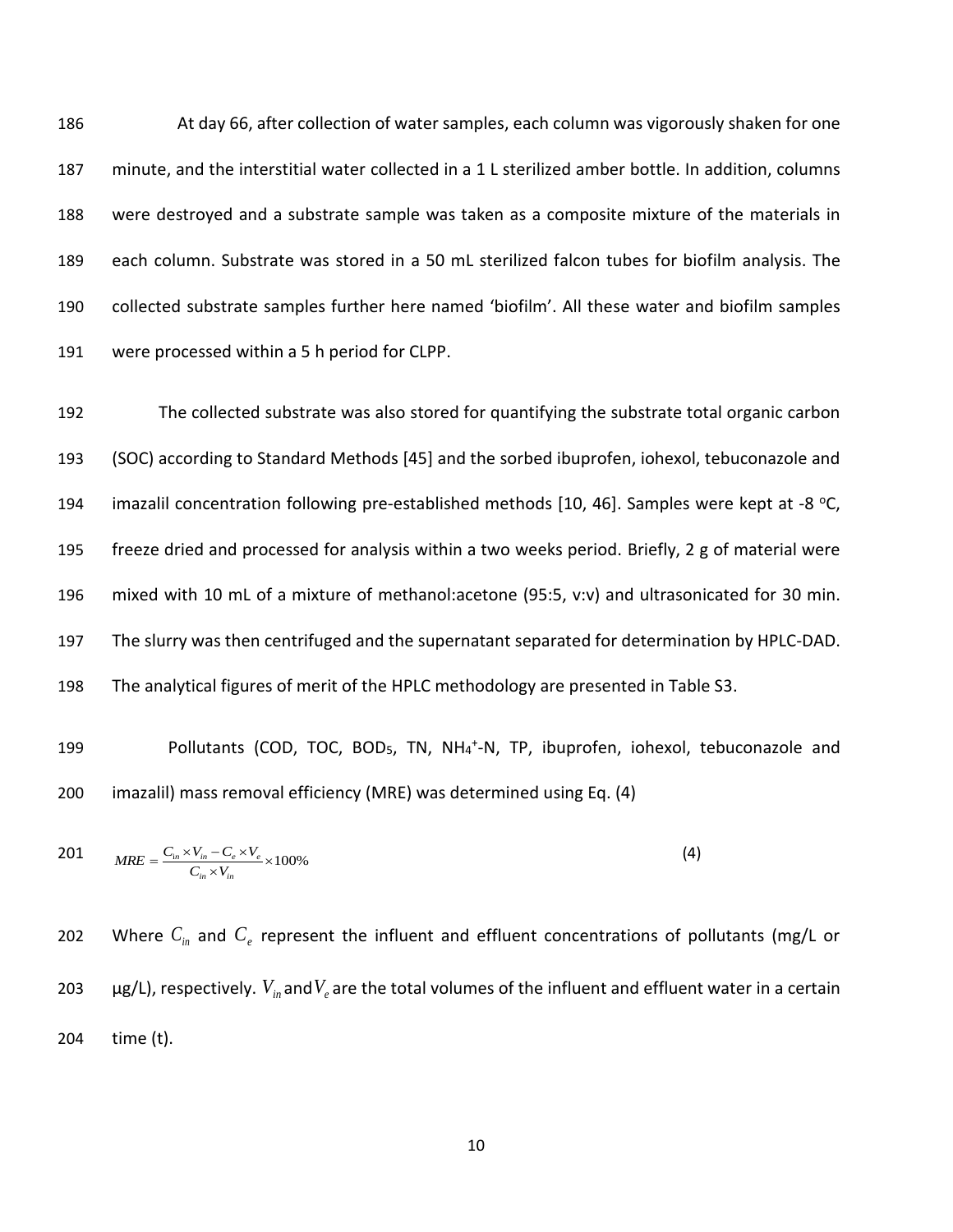At day 66, after collection of water samples, each column was vigorously shaken for one minute, and the interstitial water collected in a 1 L sterilized amber bottle. In addition, columns were destroyed and a substrate sample was taken as a composite mixture of the materials in each column. Substrate was stored in a 50 mL sterilized falcon tubes for biofilm analysis. The collected substrate samples further here named 'biofilm'. All these water and biofilm samples were processed within a 5 h period for CLPP.

The collected substrate was also stored for quantifying the substrate total organic carbon (SOC) according to Standard Methods [45] and the sorbed ibuprofen, iohexol, tebuconazole and imazalil concentration following pre-established methods [10, 46]. Samples were kept at -8 $^oC$, freeze dried and processed for analysis within a two weeks period. Briefly, 2 g of material were mixed with 10 mL of a mixture of methanol:acetone (95:5, v:v) and ultrasonicated for 30 min. The slurry was then centrifuged and the supernatant separated for determination by HPLC-DAD. The analytical figures of merit of the HPLC methodology are presented in Table S3.

Pollutants (COD, TOC, $BOD_5$, TN, $NH_4^+$-N, TP, ibuprofen, iohexol, tebuconazole and imazalil) mass removal efficiency (MRE) was determined using Eq. (4)

$$MRE = \frac{C_{in} \times V_{in} - C_e \times V_e}{C_{in} \times V_{in}} \times 100\% \tag{4}$$

Where $C_{in}$ and $C_e$ represent the influent and effluent concentrations of pollutants (mg/L or µg/L), respectively. $V_{in}$ and $V_e$ are the total volumes of the influent and effluent water in a certain time (t).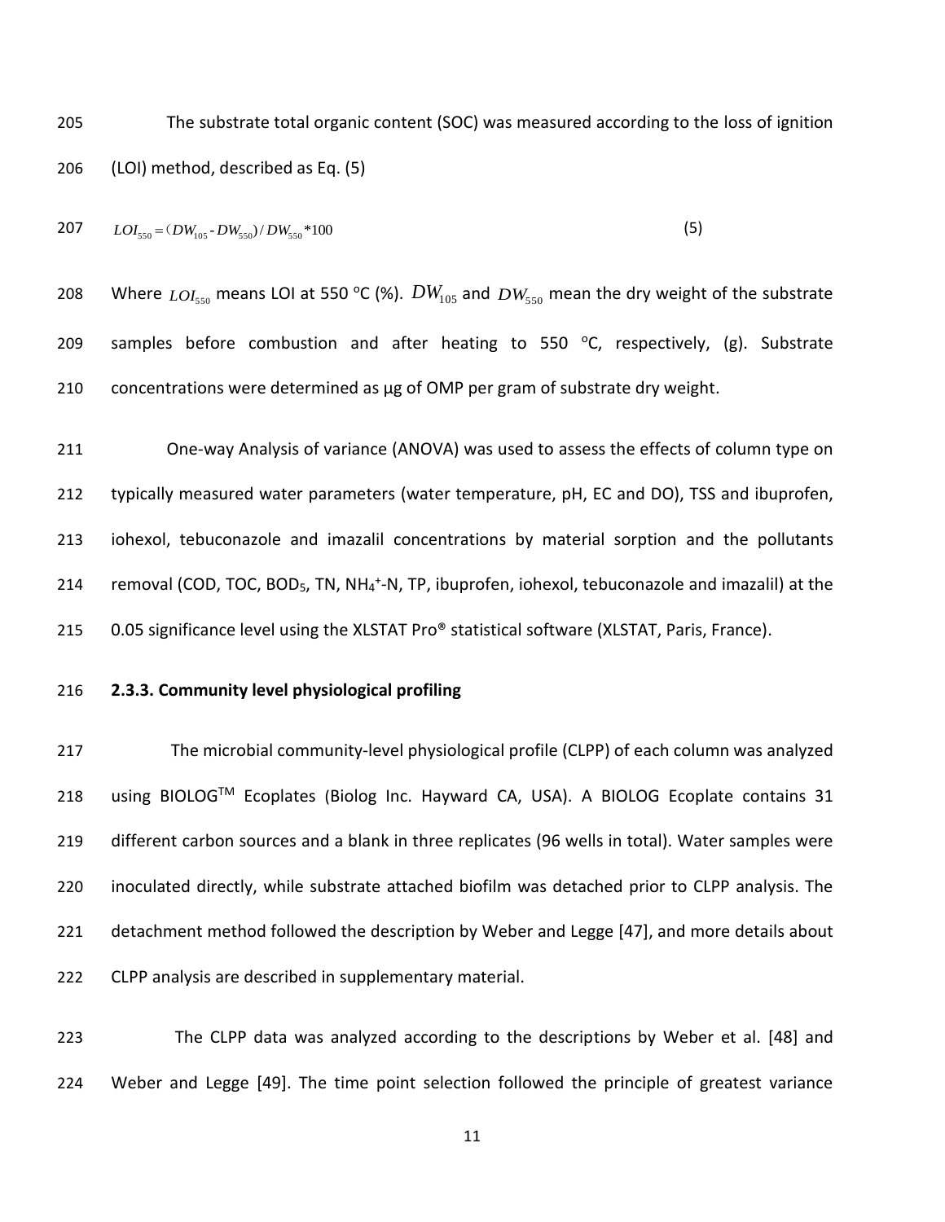The substrate total organic content (SOC) was measured according to the loss of ignition (LOI) method, described as Eq. (5)

$$LOI_{550} = (DW_{105} - DW_{550}) / DW_{550} * 100 \quad (5)$$

Where $LOI_{550}$ means LOI at 550 °C (%). $DW_{105}$ and $DW_{550}$ mean the dry weight of the substrate samples before combustion and after heating to 550 °C, respectively, (g). Substrate concentrations were determined as μg of OMP per gram of substrate dry weight.

One-way Analysis of variance (ANOVA) was used to assess the effects of column type on typically measured water parameters (water temperature, pH, EC and DO), TSS and ibuprofen, iohexol, tebuconazole and imazalil concentrations by material sorption and the pollutants removal (COD, TOC, $BOD_5$, TN, $NH_4^+$-N, TP, ibuprofen, iohexol, tebuconazole and imazalil) at the 0.05 significance level using the XLSTAT Pro® statistical software (XLSTAT, Paris, France).

### 2.3.3. Community level physiological profiling

The microbial community-level physiological profile (CLPP) of each column was analyzed using BIOLOG™ Ecoplates (Biolog Inc. Hayward CA, USA). A BIOLOG Ecoplate contains 31 different carbon sources and a blank in three replicates (96 wells in total). Water samples were inoculated directly, while substrate attached biofilm was detached prior to CLPP analysis. The detachment method followed the description by Weber and Legge [47], and more details about CLPP analysis are described in supplementary material.

The CLPP data was analyzed according to the descriptions by Weber et al. [48] and Weber and Legge [49]. The time point selection followed the principle of greatest variance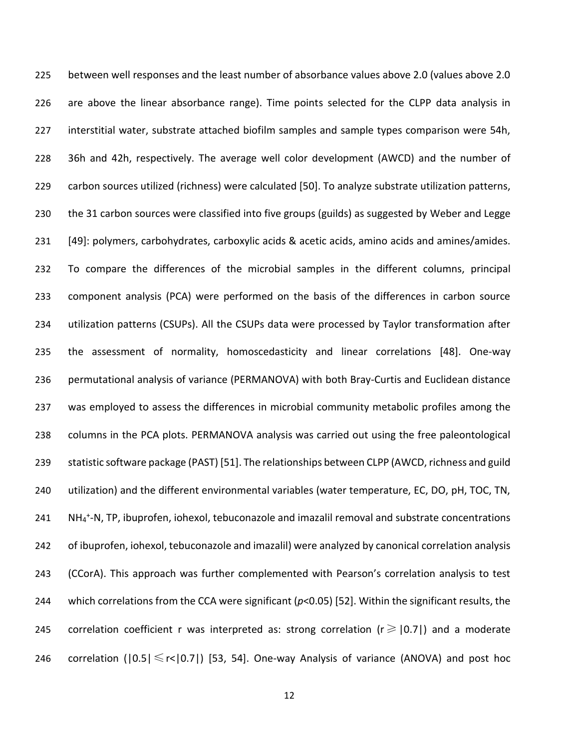between well responses and the least number of absorbance values above 2.0 (values above 2.0 are above the linear absorbance range). Time points selected for the CLPP data analysis in interstitial water, substrate attached biofilm samples and sample types comparison were 54h, 36h and 42h, respectively. The average well color development (AWCD) and the number of carbon sources utilized (richness) were calculated [50]. To analyze substrate utilization patterns, the 31 carbon sources were classified into five groups (guilds) as suggested by Weber and Legge [49]: polymers, carbohydrates, carboxylic acids & acetic acids, amino acids and amines/amides. To compare the differences of the microbial samples in the different columns, principal component analysis (PCA) were performed on the basis of the differences in carbon source utilization patterns (CSUPs). All the CSUPs data were processed by Taylor transformation after the assessment of normality, homoscedasticity and linear correlations [48]. One-way permutational analysis of variance (PERMANOVA) with both Bray-Curtis and Euclidean distance was employed to assess the differences in microbial community metabolic profiles among the columns in the PCA plots. PERMANOVA analysis was carried out using the free paleontological statistic software package (PAST) [51]. The relationships between CLPP (AWCD, richness and guild utilization) and the different environmental variables (water temperature, EC, DO, pH, TOC, TN, $NH_4^+$-N, TP, ibuprofen, iohexol, tebuconazole and imazalil removal and substrate concentrations of ibuprofen, iohexol, tebuconazole and imazalil) were analyzed by canonical correlation analysis (CCorA). This approach was further complemented with Pearson's correlation analysis to test which correlations from the CCA were significant ($p<0.05$) [52]. Within the significant results, the correlation coefficient r was interpreted as: strong correlation ($r \geqslant |0.7|$) and a moderate correlation ($|0.5| \leqslant r < |0.7|$) [53, 54]. One-way Analysis of variance (ANOVA) and post hoc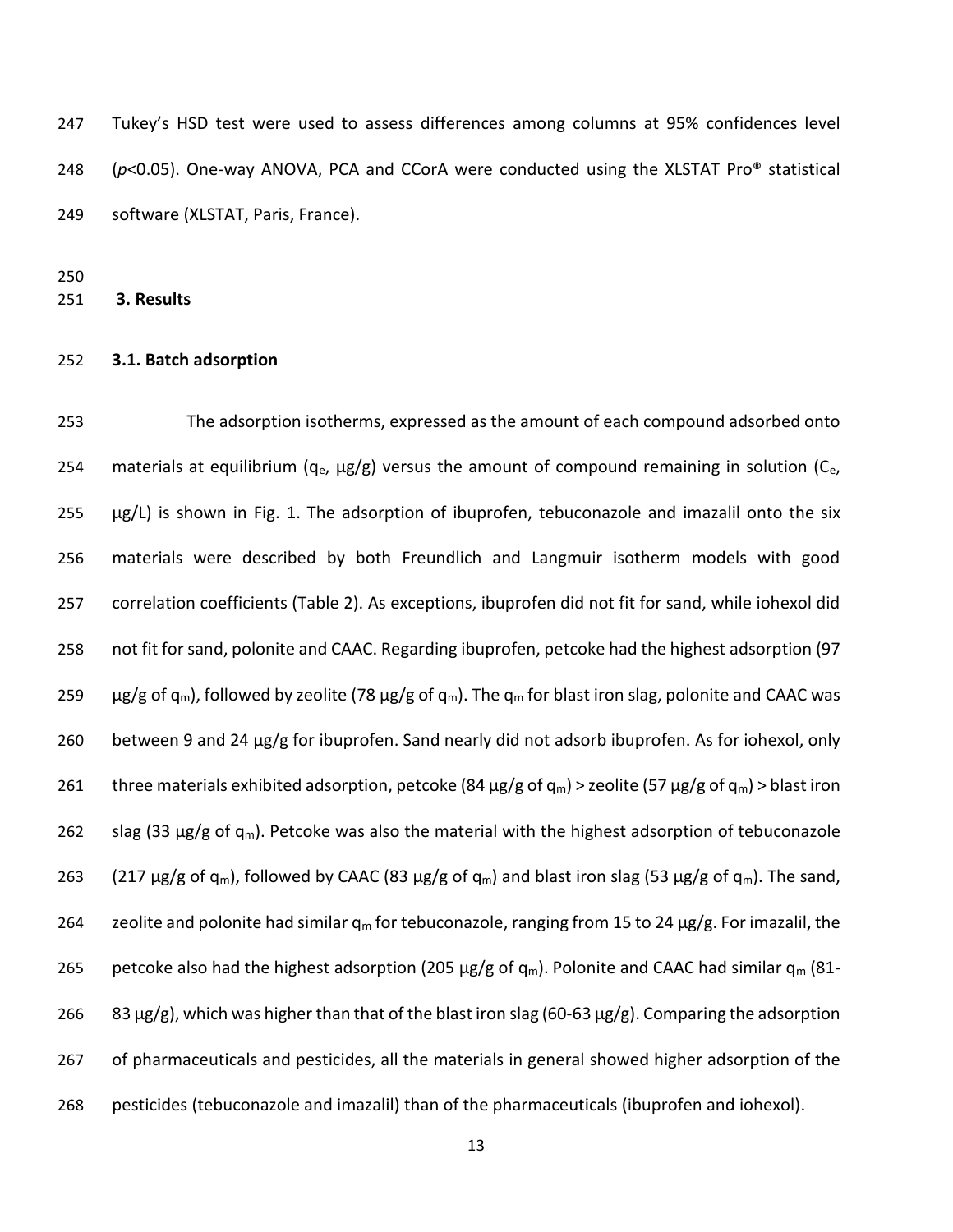Tukey's HSD test were used to assess differences among columns at 95% confidences level ($p<0.05$). One-way ANOVA, PCA and CCorA were conducted using the XLSTAT Pro® statistical software (XLSTAT, Paris, France).

## 3. Results

### 3.1. Batch adsorption

The adsorption isotherms, expressed as the amount of each compound adsorbed onto materials at equilibrium ($q_e$, μg/g) versus the amount of compound remaining in solution ($C_e$, μg/L) is shown in Fig. 1. The adsorption of ibuprofen, tebuconazole and imazalil onto the six materials were described by both Freundlich and Langmuir isotherm models with good correlation coefficients (Table 2). As exceptions, ibuprofen did not fit for sand, while iohexol did not fit for sand, polonite and CAAC. Regarding ibuprofen, petcoke had the highest adsorption (97 μg/g of $q_m$), followed by zeolite (78 μg/g of $q_m$). The $q_m$ for blast iron slag, polonite and CAAC was between 9 and 24 μg/g for ibuprofen. Sand nearly did not adsorb ibuprofen. As for iohexol, only three materials exhibited adsorption, petcoke (84 μg/g of $q_m$) > zeolite (57 μg/g of $q_m$) > blast iron slag (33 μg/g of $q_m$). Petcoke was also the material with the highest adsorption of tebuconazole (217 μg/g of $q_m$), followed by CAAC (83 μg/g of $q_m$) and blast iron slag (53 μg/g of $q_m$). The sand, zeolite and polonite had similar $q_m$ for tebuconazole, ranging from 15 to 24 μg/g. For imazalil, the petcoke also had the highest adsorption (205 μg/g of $q_m$). Polonite and CAAC had similar $q_m$ (81-83 μg/g), which was higher than that of the blast iron slag (60-63 μg/g). Comparing the adsorption of pharmaceuticals and pesticides, all the materials in general showed higher adsorption of the pesticides (tebuconazole and imazalil) than of the pharmaceuticals (ibuprofen and iohexol).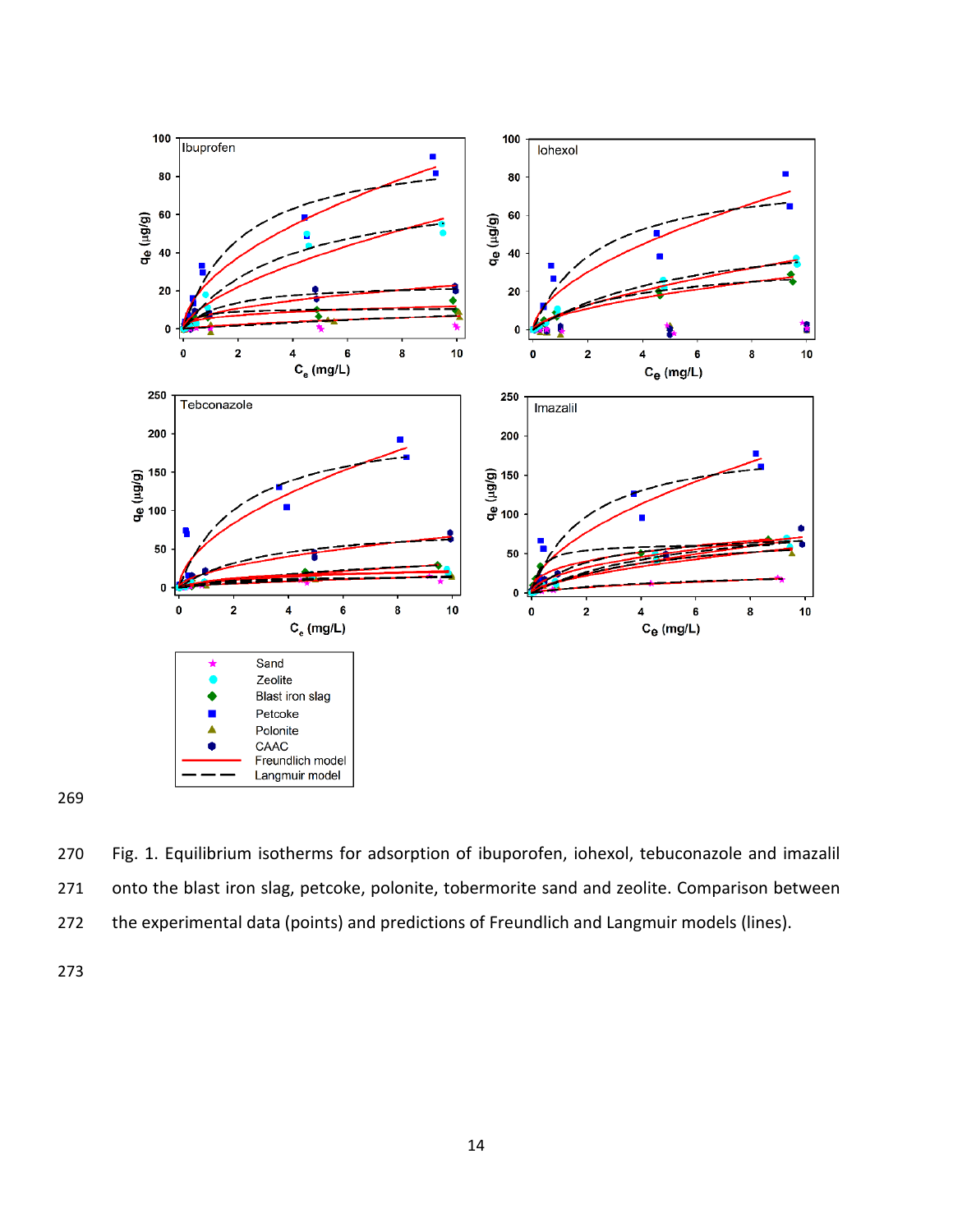Fig. 1. Equilibrium isotherms for adsorption of ibuprofen, iohexol, tebuconazole and imazalil onto the blast iron slag, petcoke, polonite, tobermorite sand and zeolite. Comparison between the experimental data (points) and predictions of Freundlich and Langmuir models (lines).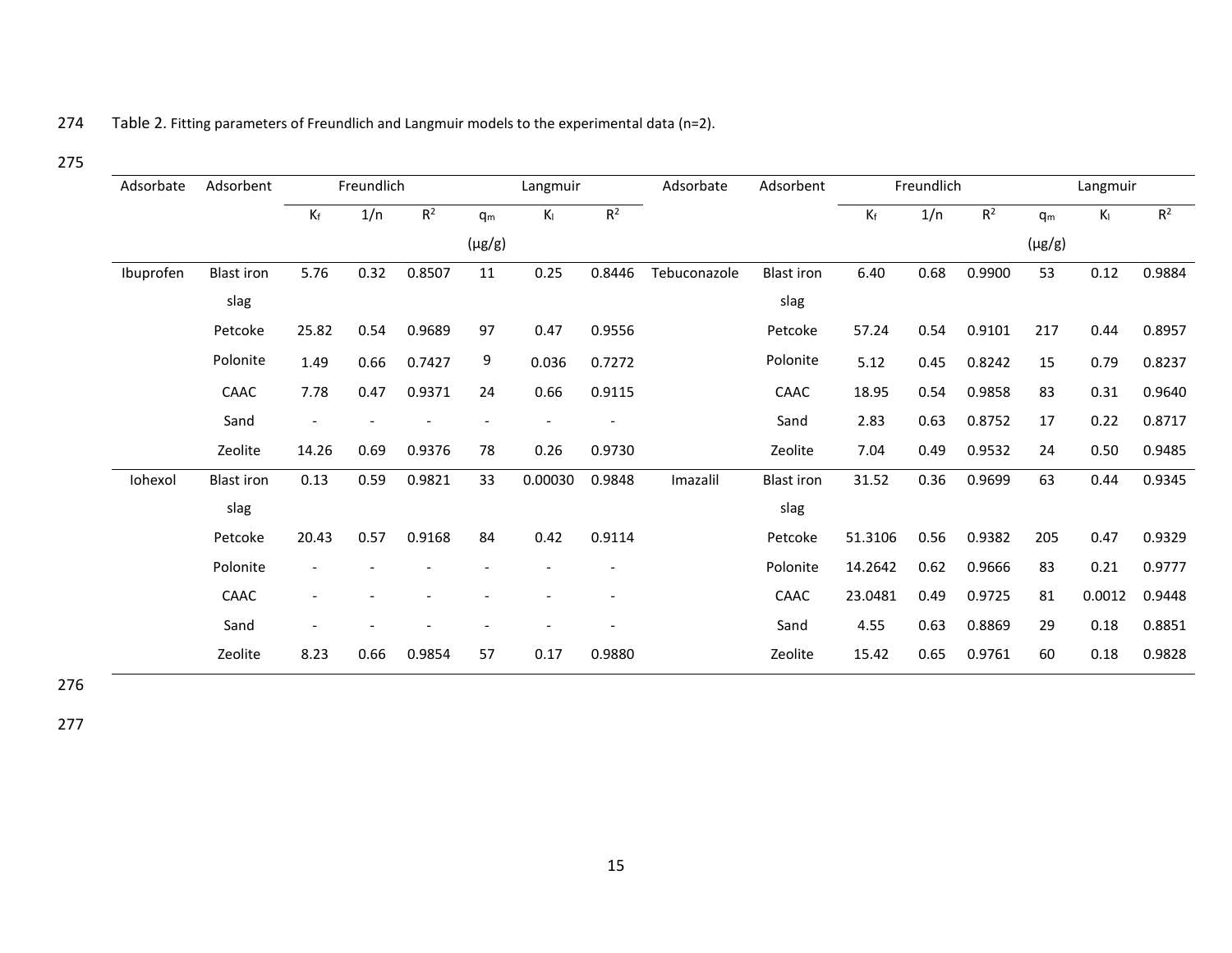Table 2. Fitting parameters of Freundlich and Langmuir models to the experimental data (n=2).

| Adsorbate | Adsorbent | Freundlich | | | Langmuir | | | Adsorbate | Adsorbent | Freundlich | | | Langmuir | | |
|---|---|---|---|---|---|---|---|---|---|---|---|---|---|---|---|
| | | $K_f$ | 1/n | $R^2$ | $q_m$ (μg/g) | $K_l$ | $R^2$ | | | $K_f$ | 1/n | $R^2$ | $q_m$ (μg/g) | $K_l$ | $R^2$ |
| Ibuprofen | Blast iron slag | 5.76 | 0.32 | 0.8507 | 11 | 0.25 | 0.8446 | Tebuconazole | Blast iron slag | 6.40 | 0.68 | 0.9900 | 53 | 0.12 | 0.9884 |
| | Petcoke | 25.82 | 0.54 | 0.9689 | 97 | 0.47 | 0.9556 | | Petcoke | 57.24 | 0.54 | 0.9101 | 217 | 0.44 | 0.8957 |
| | Polonite | 1.49 | 0.66 | 0.7427 | 9 | 0.036 | 0.7272 | | Polonite | 5.12 | 0.45 | 0.8242 | 15 | 0.79 | 0.8237 |
| | CAAC | 7.78 | 0.47 | 0.9371 | 24 | 0.66 | 0.9115 | | CAAC | 18.95 | 0.54 | 0.9858 | 83 | 0.31 | 0.9640 |
| | Sand | - | - | - | - | - | - | | Sand | 2.83 | 0.63 | 0.8752 | 17 | 0.22 | 0.8717 |
| | Zeolite | 14.26 | 0.69 | 0.9376 | 78 | 0.26 | 0.9730 | | Zeolite | 7.04 | 0.49 | 0.9532 | 24 | 0.50 | 0.9485 |
| Iohexol | Blast iron slag | 0.13 | 0.59 | 0.9821 | 33 | 0.00030 | 0.9848 | Imazalil | Blast iron slag | 31.52 | 0.36 | 0.9699 | 63 | 0.44 | 0.9345 |
| | Petcoke | 20.43 | 0.57 | 0.9168 | 84 | 0.42 | 0.9114 | | Petcoke | 51.3106 | 0.56 | 0.9382 | 205 | 0.47 | 0.9329 |
| | Polonite | - | - | - | - | - | - | | Polonite | 14.2642 | 0.62 | 0.9666 | 83 | 0.21 | 0.9777 |
| | CAAC | - | - | - | - | - | - | | CAAC | 23.0481 | 0.49 | 0.9725 | 81 | 0.0012 | 0.9448 |
| | Sand | - | - | - | - | - | - | | Sand | 4.55 | 0.63 | 0.8869 | 29 | 0.18 | 0.8851 |
| | Zeolite | 8.23 | 0.66 | 0.9854 | 57 | 0.17 | 0.9880 | | Zeolite | 15.42 | 0.65 | 0.9761 | 60 | 0.18 | 0.9828 |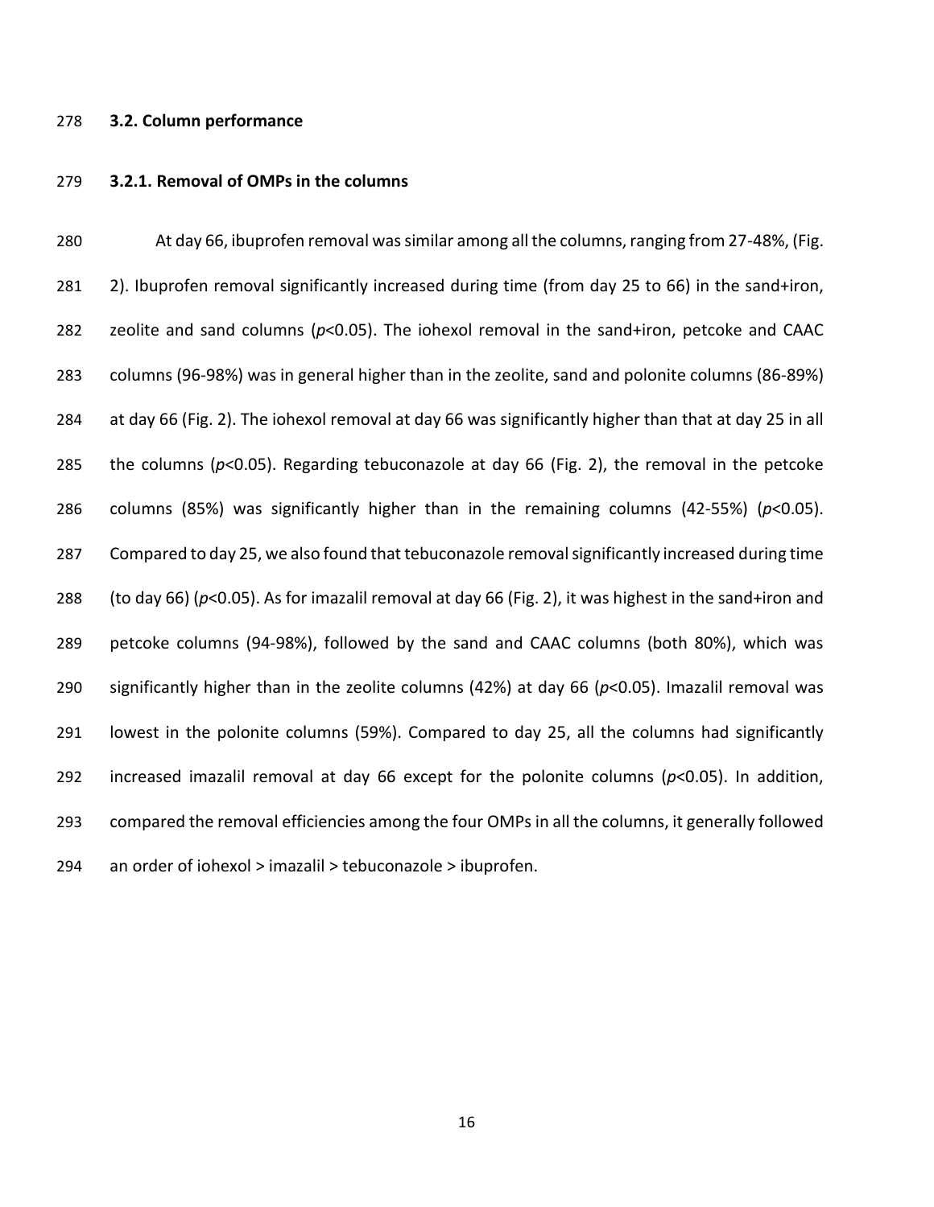### 3.2. Column performance

#### 3.2.1. Removal of OMPs in the columns

At day 66, ibuprofen removal was similar among all the columns, ranging from 27-48%, (Fig. 2). Ibuprofen removal significantly increased during time (from day 25 to 66) in the sand+iron, zeolite and sand columns ($p$<0.05). The iohexol removal in the sand+iron, petcoke and CAAC columns (96-98%) was in general higher than in the zeolite, sand and polonite columns (86-89%) at day 66 (Fig. 2). The iohexol removal at day 66 was significantly higher than that at day 25 in all the columns ($p$<0.05). Regarding tebuconazole at day 66 (Fig. 2), the removal in the petcoke columns (85%) was significantly higher than in the remaining columns (42-55%) ($p$<0.05). Compared to day 25, we also found that tebuconazole removal significantly increased during time (to day 66) ($p$<0.05). As for imazalil removal at day 66 (Fig. 2), it was highest in the sand+iron and petcoke columns (94-98%), followed by the sand and CAAC columns (both 80%), which was significantly higher than in the zeolite columns (42%) at day 66 ($p$<0.05). Imazalil removal was lowest in the polonite columns (59%). Compared to day 25, all the columns had significantly increased imazalil removal at day 66 except for the polonite columns ($p$<0.05). In addition, compared the removal efficiencies among the four OMPs in all the columns, it generally followed an order of iohexol > imazalil > tebuconazole > ibuprofen.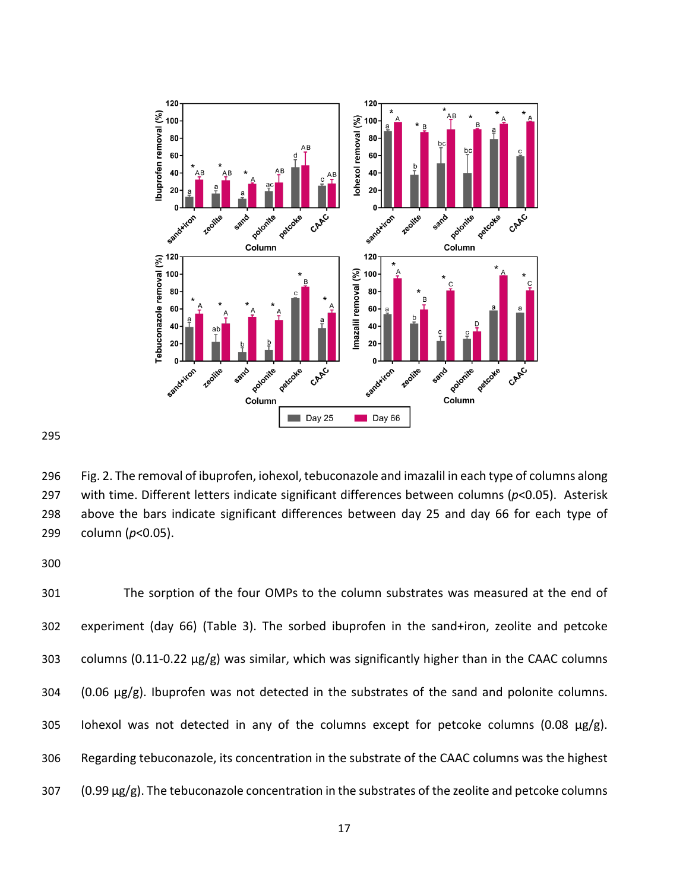Fig. 2. The removal of ibuprofen, iohexol, tebuconazole and imazalil in each type of columns along with time. Different letters indicate significant differences between columns ($p$<0.05). Asterisk above the bars indicate significant differences between day 25 and day 66 for each type of column ($p$<0.05).

The sorption of the four OMPs to the column substrates was measured at the end of experiment (day 66) (Table 3). The sorbed ibuprofen in the sand+iron, zeolite and petcoke columns (0.11-0.22 µg/g) was similar, which was significantly higher than in the CAAC columns (0.06 µg/g). Ibuprofen was not detected in the substrates of the sand and polonite columns. Iohexol was not detected in any of the columns except for petcoke columns (0.08 µg/g). Regarding tebuconazole, its concentration in the substrate of the CAAC columns was the highest (0.99 µg/g). The tebuconazole concentration in the substrates of the zeolite and petcoke columns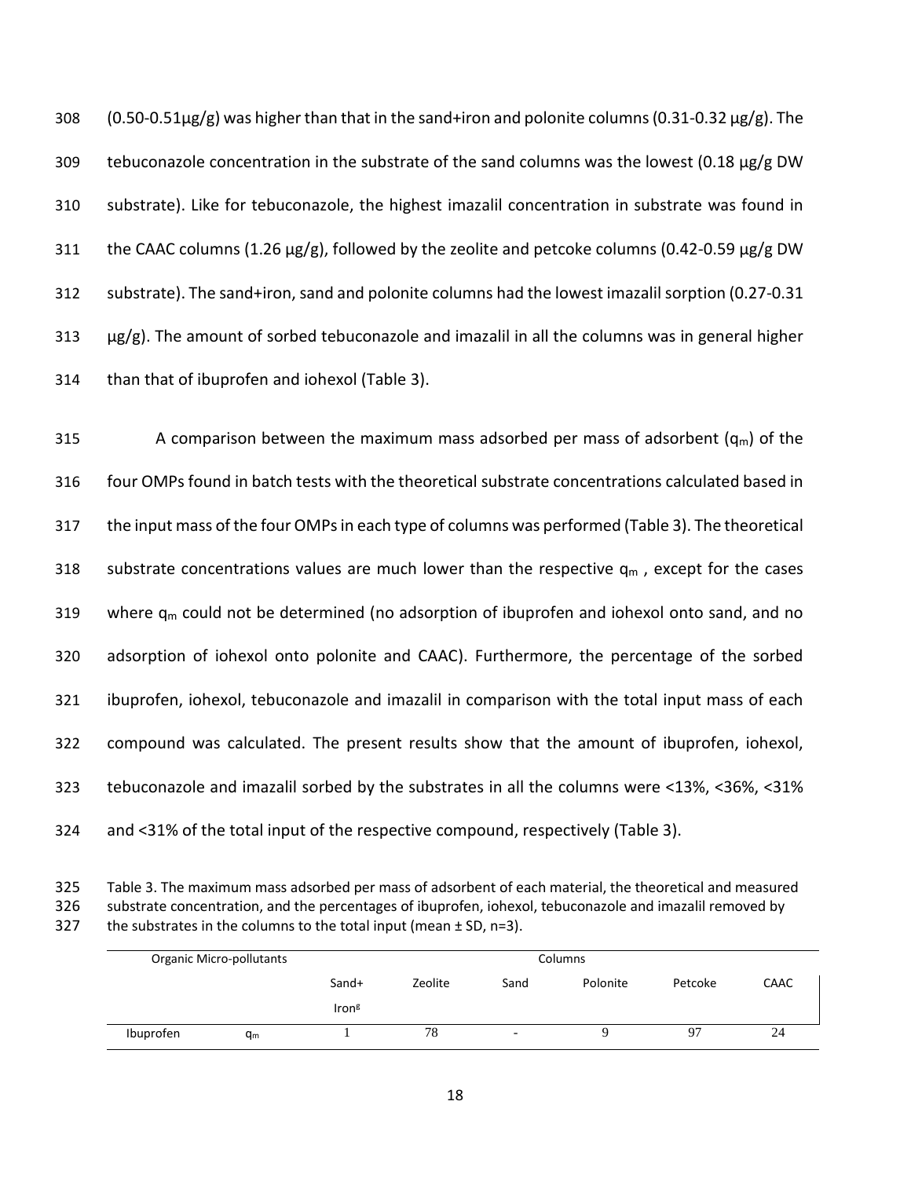(0.50-0.51μg/g) was higher than that in the sand+iron and polonite columns (0.31-0.32 μg/g). The tebuconazole concentration in the substrate of the sand columns was the lowest (0.18 μg/g DW substrate). Like for tebuconazole, the highest imazalil concentration in substrate was found in the CAAC columns (1.26 μg/g), followed by the zeolite and petcoke columns (0.42-0.59 μg/g DW substrate). The sand+iron, sand and polonite columns had the lowest imazalil sorption (0.27-0.31 μg/g). The amount of sorbed tebuconazole and imazalil in all the columns was in general higher than that of ibuprofen and iohexol (Table 3).

A comparison between the maximum mass adsorbed per mass of adsorbent ($q_m$) of the four OMPs found in batch tests with the theoretical substrate concentrations calculated based in the input mass of the four OMPs in each type of columns was performed (Table 3). The theoretical substrate concentrations values are much lower than the respective $q_m$ , except for the cases where $q_m$ could not be determined (no adsorption of ibuprofen and iohexol onto sand, and no adsorption of iohexol onto polonite and CAAC). Furthermore, the percentage of the sorbed ibuprofen, iohexol, tebuconazole and imazalil in comparison with the total input mass of each compound was calculated. The present results show that the amount of ibuprofen, iohexol, tebuconazole and imazalil sorbed by the substrates in all the columns were <13%, <36%, <31% and <31% of the total input of the respective compound, respectively (Table 3).

Table 3. The maximum mass adsorbed per mass of adsorbent of each material, the theoretical and measured substrate concentration, and the percentages of ibuprofen, iohexol, tebuconazole and imazalil removed by the substrates in the columns to the total input (mean ± SD, n=3).

| Organic Micro-pollutants | | Columns | | | | | |
|---|---|---|---|---|---|---|---|
| | | Sand+ Iron[g] | Zeolite | Sand | Polonite | Petcoke | CAAC |
| Ibuprofen | $q_m$ | 1 | 78 | - | 9 | 97 | 24 |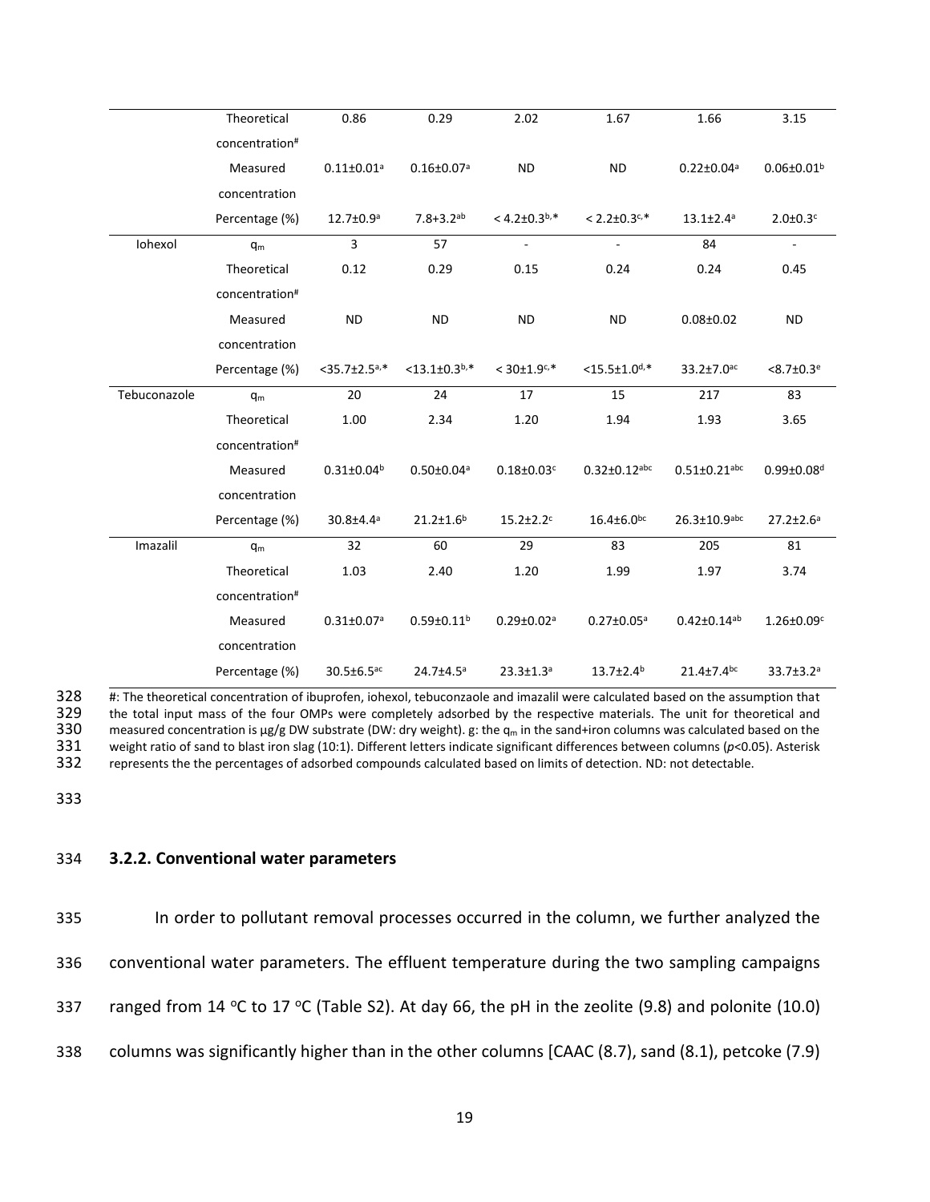| | Theoretical concentration# | 0.86 | 0.29 | 2.02 | 1.67 | 1.66 | 3.15 |
|---|---|---|---|---|---|---|---|
| | Measured concentration | 0.11±0.01[a] | 0.16±0.07[a] | ND | ND | 0.22±0.04[a] | 0.06±0.01[b] |
| | Percentage (%) | 12.7±0.9[a] | 7.8+3.2[ab] | < 4.2±0.3[b,*] | < 2.2±0.3[c,*] | 13.1±2.4[a] | 2.0±0.3[c] |
| Iohexol | $q_m$ | 3 | 57 | - | - | 84 | - |
| | Theoretical concentration# | 0.12 | 0.29 | 0.15 | 0.24 | 0.24 | 0.45 |
| | Measured concentration | ND | ND | ND | ND | 0.08±0.02 | ND |
| | Percentage (%) | <35.7±2.5[a,*] | <13.1±0.3[b,*] | < 30±1.9[c,*] | <15.5±1.0[d,*] | 33.2±7.0[ac] | <8.7±0.3[e] |
| Tebuconazole | $q_m$ | 20 | 24 | 17 | 15 | 217 | 83 |
| | Theoretical concentration# | 1.00 | 2.34 | 1.20 | 1.94 | 1.93 | 3.65 |
| | Measured concentration | 0.31±0.04[b] | 0.50±0.04[a] | 0.18±0.03[c] | 0.32±0.12[abc] | 0.51±0.21[abc] | 0.99±0.08[d] |
| | Percentage (%) | 30.8±4.4[a] | 21.2±1.6[b] | 15.2±2.2[c] | 16.4±6.0[bc] | 26.3±10.9[abc] | 27.2±2.6[a] |
| Imazalil | $q_m$ | 32 | 60 | 29 | 83 | 205 | 81 |
| | Theoretical concentration# | 1.03 | 2.40 | 1.20 | 1.99 | 1.97 | 3.74 |
| | Measured concentration | 0.31±0.07[a] | 0.59±0.11[b] | 0.29±0.02[a] | 0.27±0.05[a] | 0.42±0.14[ab] | 1.26±0.09[c] |
| | Percentage (%) | 30.5±6.5[ac] | 24.7±4.5[a] | 23.3±1.3[a] | 13.7±2.4[b] | 21.4±7.4[bc] | 33.7±3.2[a] |

#: The theoretical concentration of ibuprofen, iohexol, tebuconzaole and imazalil were calculated based on the assumption that the total input mass of the four OMPs were completely adsorbed by the respective materials. The unit for theoretical and measured concentration is μg/g DW substrate (DW: dry weight). g: the $q_m$ in the sand+iron columns was calculated based on the weight ratio of sand to blast iron slag (10:1). Different letters indicate significant differences between columns ($p$<0.05). Asterisk represents the the percentages of adsorbed compounds calculated based on limits of detection. ND: not detectable.

### 3.2.2. Conventional water parameters

In order to pollutant removal processes occurred in the column, we further analyzed the conventional water parameters. The effluent temperature during the two sampling campaigns ranged from 14 °C to 17 °C (Table S2). At day 66, the pH in the zeolite (9.8) and polonite (10.0) columns was significantly higher than in the other columns [CAAC (8.7), sand (8.1), petcoke (7.9)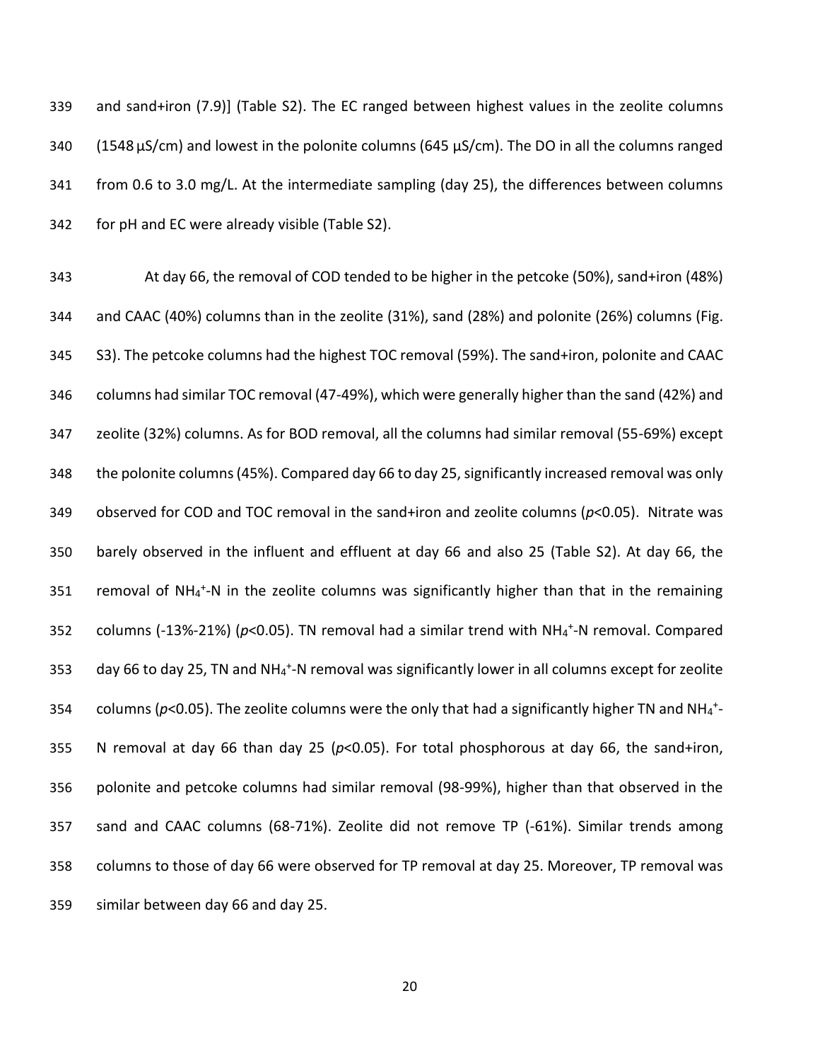and sand+iron (7.9)] (Table S2). The EC ranged between highest values in the zeolite columns (1548 µS/cm) and lowest in the polonite columns (645 µS/cm). The DO in all the columns ranged from 0.6 to 3.0 mg/L. At the intermediate sampling (day 25), the differences between columns for pH and EC were already visible (Table S2).

At day 66, the removal of COD tended to be higher in the petcoke (50%), sand+iron (48%) and CAAC (40%) columns than in the zeolite (31%), sand (28%) and polonite (26%) columns (Fig. S3). The petcoke columns had the highest TOC removal (59%). The sand+iron, polonite and CAAC columns had similar TOC removal (47-49%), which were generally higher than the sand (42%) and zeolite (32%) columns. As for BOD removal, all the columns had similar removal (55-69%) except the polonite columns (45%). Compared day 66 to day 25, significantly increased removal was only observed for COD and TOC removal in the sand+iron and zeolite columns ($p<0.05$). Nitrate was barely observed in the influent and effluent at day 66 and also 25 (Table S2). At day 66, the removal of $NH_4^+$-N in the zeolite columns was significantly higher than that in the remaining columns (-13%-21%) ($p<0.05$). TN removal had a similar trend with $NH_4^+$-N removal. Compared day 66 to day 25, TN and $NH_4^+$-N removal was significantly lower in all columns except for zeolite columns ($p<0.05$). The zeolite columns were the only that had a significantly higher TN and $NH_4^+$-N removal at day 66 than day 25 ($p<0.05$). For total phosphorous at day 66, the sand+iron, polonite and petcoke columns had similar removal (98-99%), higher than that observed in the sand and CAAC columns (68-71%). Zeolite did not remove TP (-61%). Similar trends among columns to those of day 66 were observed for TP removal at day 25. Moreover, TP removal was similar between day 66 and day 25.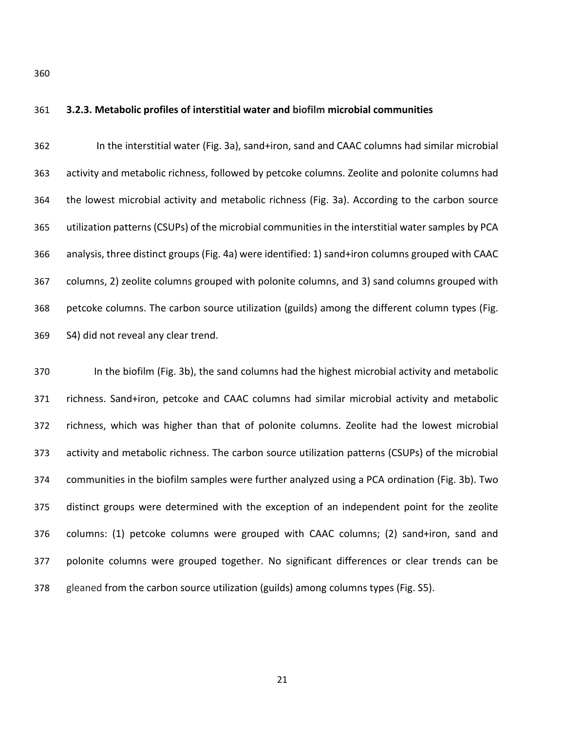### 3.2.3. Metabolic profiles of interstitial water and biofilm microbial communities

In the interstitial water (Fig. 3a), sand+iron, sand and CAAC columns had similar microbial activity and metabolic richness, followed by petcoke columns. Zeolite and polonite columns had the lowest microbial activity and metabolic richness (Fig. 3a). According to the carbon source utilization patterns (CSUPs) of the microbial communities in the interstitial water samples by PCA analysis, three distinct groups (Fig. 4a) were identified: 1) sand+iron columns grouped with CAAC columns, 2) zeolite columns grouped with polonite columns, and 3) sand columns grouped with petcoke columns. The carbon source utilization (guilds) among the different column types (Fig. S4) did not reveal any clear trend.

In the biofilm (Fig. 3b), the sand columns had the highest microbial activity and metabolic richness. Sand+iron, petcoke and CAAC columns had similar microbial activity and metabolic richness, which was higher than that of polonite columns. Zeolite had the lowest microbial activity and metabolic richness. The carbon source utilization patterns (CSUPs) of the microbial communities in the biofilm samples were further analyzed using a PCA ordination (Fig. 3b). Two distinct groups were determined with the exception of an independent point for the zeolite columns: (1) petcoke columns were grouped with CAAC columns; (2) sand+iron, sand and polonite columns were grouped together. No significant differences or clear trends can be gleaned from the carbon source utilization (guilds) among columns types (Fig. S5).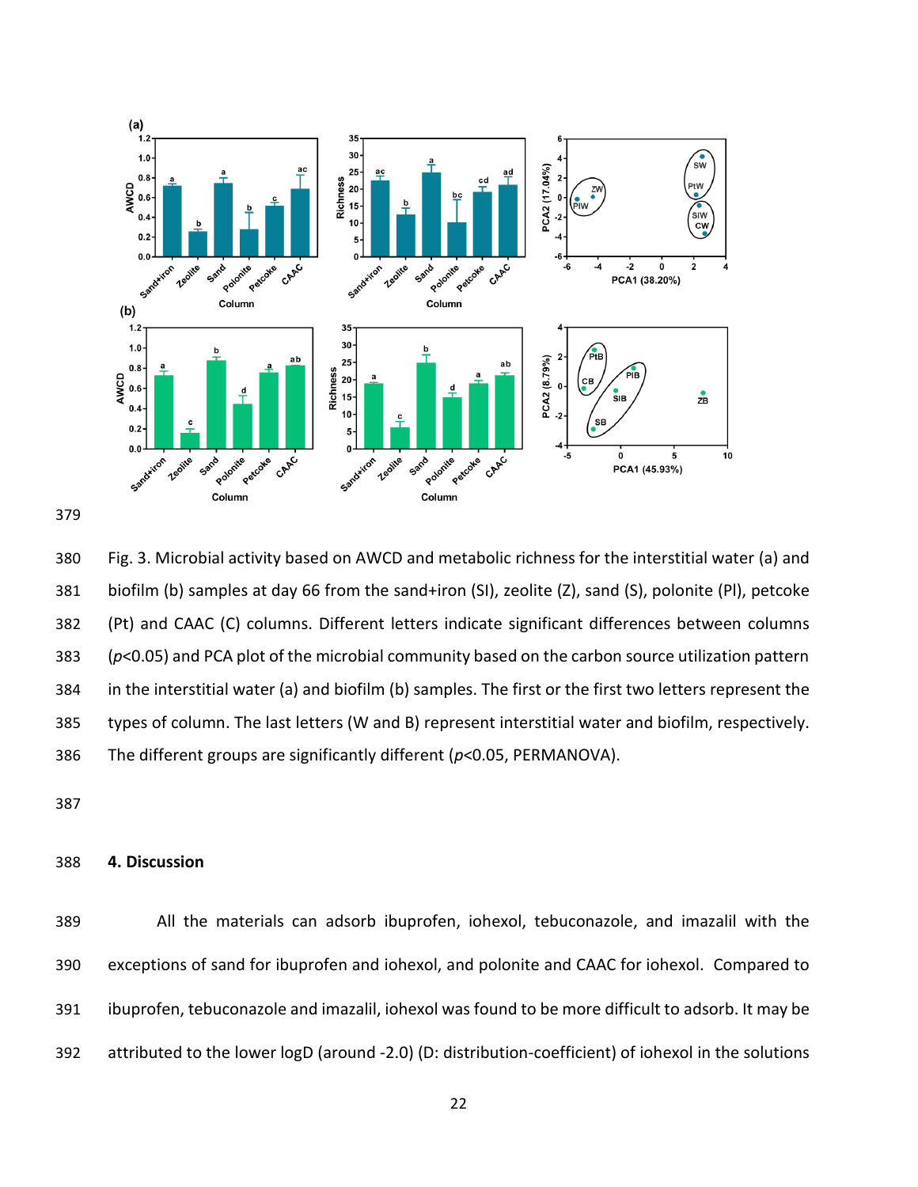Fig. 3. Microbial activity based on AWCD and metabolic richness for the interstitial water (a) and biofilm (b) samples at day 66 from the sand+iron (SI), zeolite (Z), sand (S), polonite (Pl), petcoke (Pt) and CAAC (C) columns. Different letters indicate significant differences between columns ($p$<0.05) and PCA plot of the microbial community based on the carbon source utilization pattern in the interstitial water (a) and biofilm (b) samples. The first or the first two letters represent the types of column. The last letters (W and B) represent interstitial water and biofilm, respectively. The different groups are significantly different ($p$<0.05, PERMANOVA).

## 4. Discussion

All the materials can adsorb ibuprofen, iohexol, tebuconazole, and imazalil with the exceptions of sand for ibuprofen and iohexol, and polonite and CAAC for iohexol. Compared to ibuprofen, tebuconazole and imazalil, iohexol was found to be more difficult to adsorb. It may be attributed to the lower logD (around -2.0) (D: distribution-coefficient) of iohexol in the solutions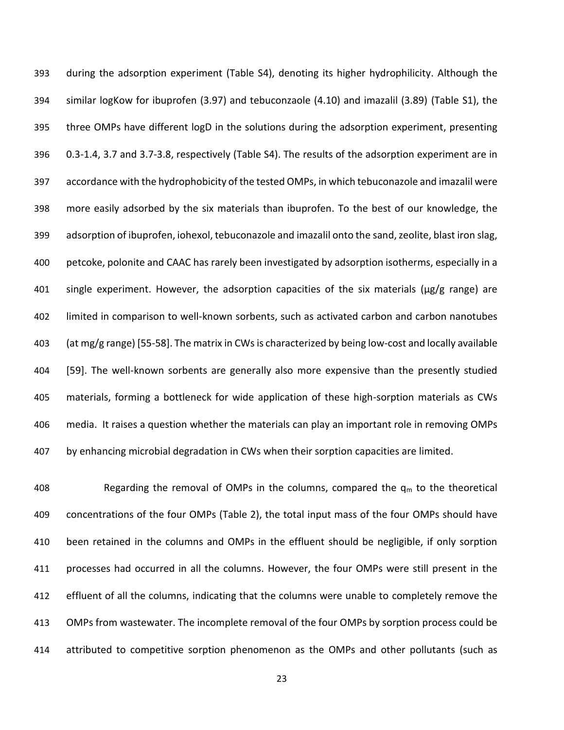during the adsorption experiment (Table S4), denoting its higher hydrophilicity. Although the similar logKow for ibuprofen (3.97) and tebuconzaole (4.10) and imazalil (3.89) (Table S1), the three OMPs have different logD in the solutions during the adsorption experiment, presenting 0.3-1.4, 3.7 and 3.7-3.8, respectively (Table S4). The results of the adsorption experiment are in accordance with the hydrophobicity of the tested OMPs, in which tebuconazole and imazalil were more easily adsorbed by the six materials than ibuprofen. To the best of our knowledge, the adsorption of ibuprofen, iohexol, tebuconazole and imazalil onto the sand, zeolite, blast iron slag, petcoke, polonite and CAAC has rarely been investigated by adsorption isotherms, especially in a single experiment. However, the adsorption capacities of the six materials (μg/g range) are limited in comparison to well-known sorbents, such as activated carbon and carbon nanotubes (at mg/g range) [55-58]. The matrix in CWs is characterized by being low-cost and locally available [59]. The well-known sorbents are generally also more expensive than the presently studied materials, forming a bottleneck for wide application of these high-sorption materials as CWs media. It raises a question whether the materials can play an important role in removing OMPs by enhancing microbial degradation in CWs when their sorption capacities are limited.

Regarding the removal of OMPs in the columns, compared the $q_m$ to the theoretical concentrations of the four OMPs (Table 2), the total input mass of the four OMPs should have been retained in the columns and OMPs in the effluent should be negligible, if only sorption processes had occurred in all the columns. However, the four OMPs were still present in the effluent of all the columns, indicating that the columns were unable to completely remove the OMPs from wastewater. The incomplete removal of the four OMPs by sorption process could be attributed to competitive sorption phenomenon as the OMPs and other pollutants (such as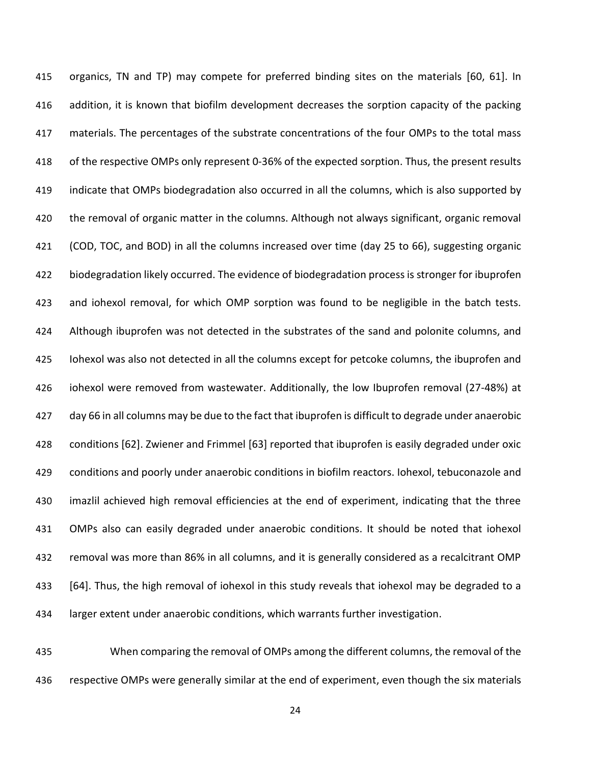organics, TN and TP) may compete for preferred binding sites on the materials [60, 61]. In addition, it is known that biofilm development decreases the sorption capacity of the packing materials. The percentages of the substrate concentrations of the four OMPs to the total mass of the respective OMPs only represent 0-36% of the expected sorption. Thus, the present results indicate that OMPs biodegradation also occurred in all the columns, which is also supported by the removal of organic matter in the columns. Although not always significant, organic removal (COD, TOC, and BOD) in all the columns increased over time (day 25 to 66), suggesting organic biodegradation likely occurred. The evidence of biodegradation process is stronger for ibuprofen and iohexol removal, for which OMP sorption was found to be negligible in the batch tests. Although ibuprofen was not detected in the substrates of the sand and polonite columns, and Iohexol was also not detected in all the columns except for petcoke columns, the ibuprofen and iohexol were removed from wastewater. Additionally, the low Ibuprofen removal (27-48%) at day 66 in all columns may be due to the fact that ibuprofen is difficult to degrade under anaerobic conditions [62]. Zwiener and Frimmel [63] reported that ibuprofen is easily degraded under oxic conditions and poorly under anaerobic conditions in biofilm reactors. Iohexol, tebuconazole and imazlil achieved high removal efficiencies at the end of experiment, indicating that the three OMPs also can easily degraded under anaerobic conditions. It should be noted that iohexol removal was more than 86% in all columns, and it is generally considered as a recalcitrant OMP [64]. Thus, the high removal of iohexol in this study reveals that iohexol may be degraded to a larger extent under anaerobic conditions, which warrants further investigation.

When comparing the removal of OMPs among the different columns, the removal of the respective OMPs were generally similar at the end of experiment, even though the six materials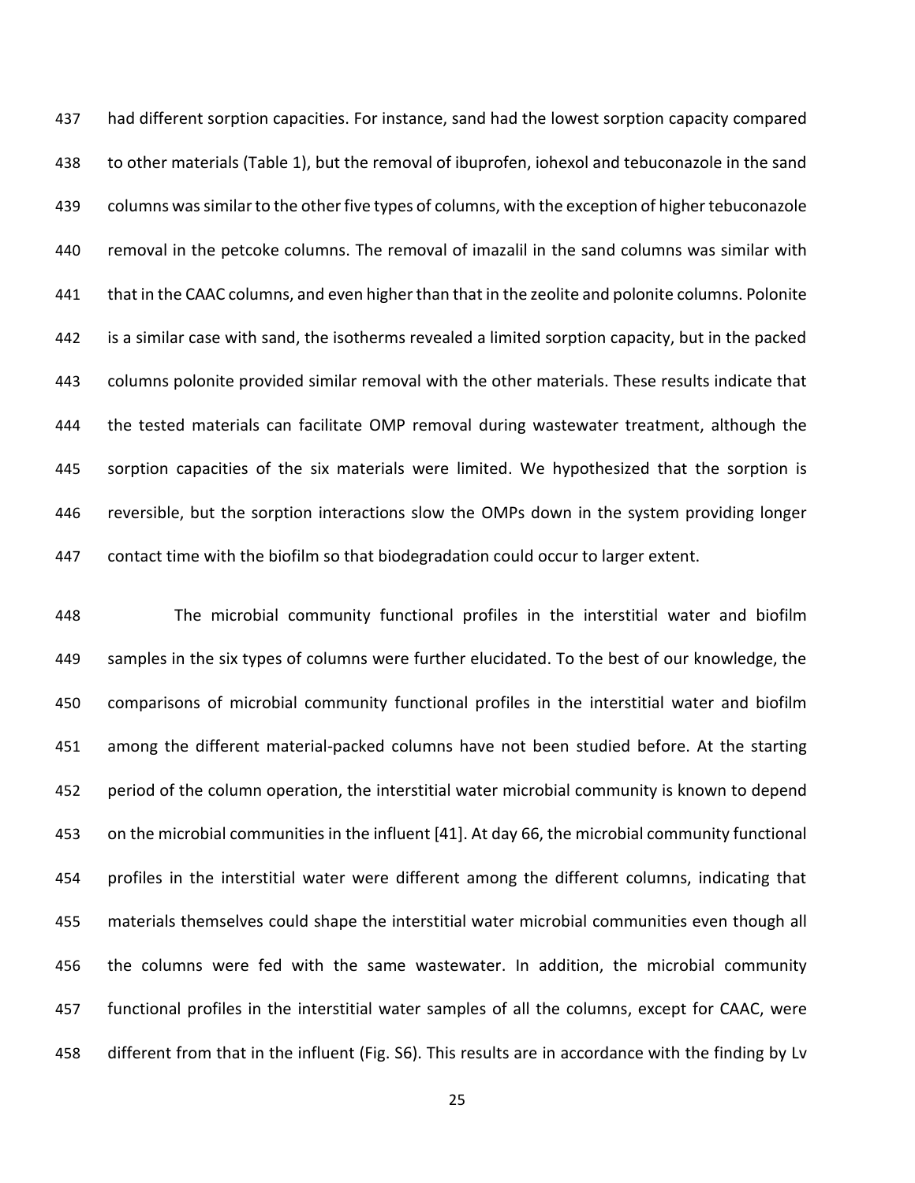had different sorption capacities. For instance, sand had the lowest sorption capacity compared to other materials (Table 1), but the removal of ibuprofen, iohexol and tebuconazole in the sand columns was similar to the other five types of columns, with the exception of higher tebuconazole removal in the petcoke columns. The removal of imazalil in the sand columns was similar with that in the CAAC columns, and even higher than that in the zeolite and polonite columns. Polonite is a similar case with sand, the isotherms revealed a limited sorption capacity, but in the packed columns polonite provided similar removal with the other materials. These results indicate that the tested materials can facilitate OMP removal during wastewater treatment, although the sorption capacities of the six materials were limited. We hypothesized that the sorption is reversible, but the sorption interactions slow the OMPs down in the system providing longer contact time with the biofilm so that biodegradation could occur to larger extent.

The microbial community functional profiles in the interstitial water and biofilm samples in the six types of columns were further elucidated. To the best of our knowledge, the comparisons of microbial community functional profiles in the interstitial water and biofilm among the different material-packed columns have not been studied before. At the starting period of the column operation, the interstitial water microbial community is known to depend on the microbial communities in the influent [41]. At day 66, the microbial community functional profiles in the interstitial water were different among the different columns, indicating that materials themselves could shape the interstitial water microbial communities even though all the columns were fed with the same wastewater. In addition, the microbial community functional profiles in the interstitial water samples of all the columns, except for CAAC, were different from that in the influent (Fig. S6). This results are in accordance with the finding by Lv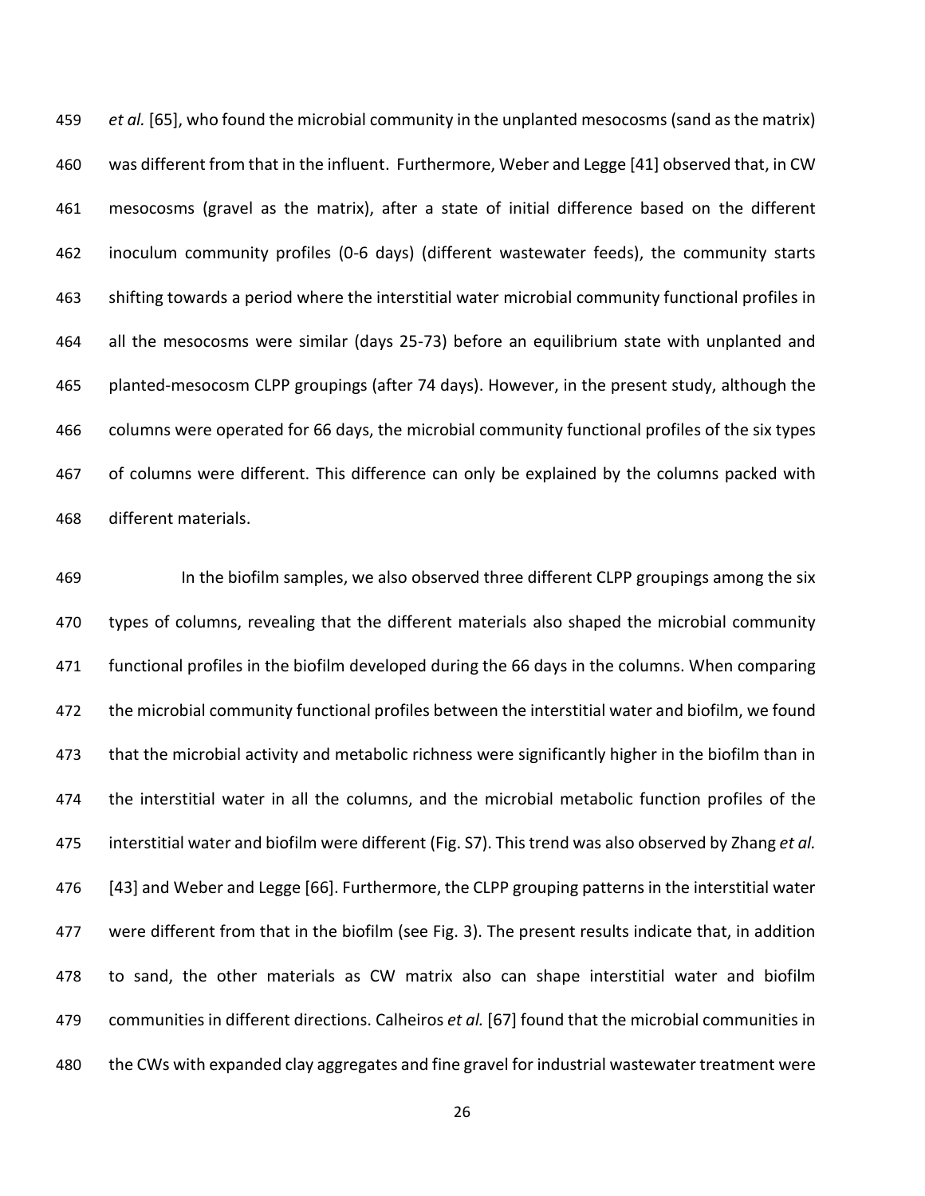*et al.* [65], who found the microbial community in the unplanted mesocosms (sand as the matrix) was different from that in the influent. Furthermore, Weber and Legge [41] observed that, in CW mesocosms (gravel as the matrix), after a state of initial difference based on the different inoculum community profiles (0-6 days) (different wastewater feeds), the community starts shifting towards a period where the interstitial water microbial community functional profiles in all the mesocosms were similar (days 25-73) before an equilibrium state with unplanted and planted-mesocosm CLPP groupings (after 74 days). However, in the present study, although the columns were operated for 66 days, the microbial community functional profiles of the six types of columns were different. This difference can only be explained by the columns packed with different materials.

In the biofilm samples, we also observed three different CLPP groupings among the six types of columns, revealing that the different materials also shaped the microbial community functional profiles in the biofilm developed during the 66 days in the columns. When comparing the microbial community functional profiles between the interstitial water and biofilm, we found that the microbial activity and metabolic richness were significantly higher in the biofilm than in the interstitial water in all the columns, and the microbial metabolic function profiles of the interstitial water and biofilm were different (Fig. S7). This trend was also observed by Zhang *et al.* [43] and Weber and Legge [66]. Furthermore, the CLPP grouping patterns in the interstitial water were different from that in the biofilm (see Fig. 3). The present results indicate that, in addition to sand, the other materials as CW matrix also can shape interstitial water and biofilm communities in different directions. Calheiros *et al.* [67] found that the microbial communities in the CWs with expanded clay aggregates and fine gravel for industrial wastewater treatment were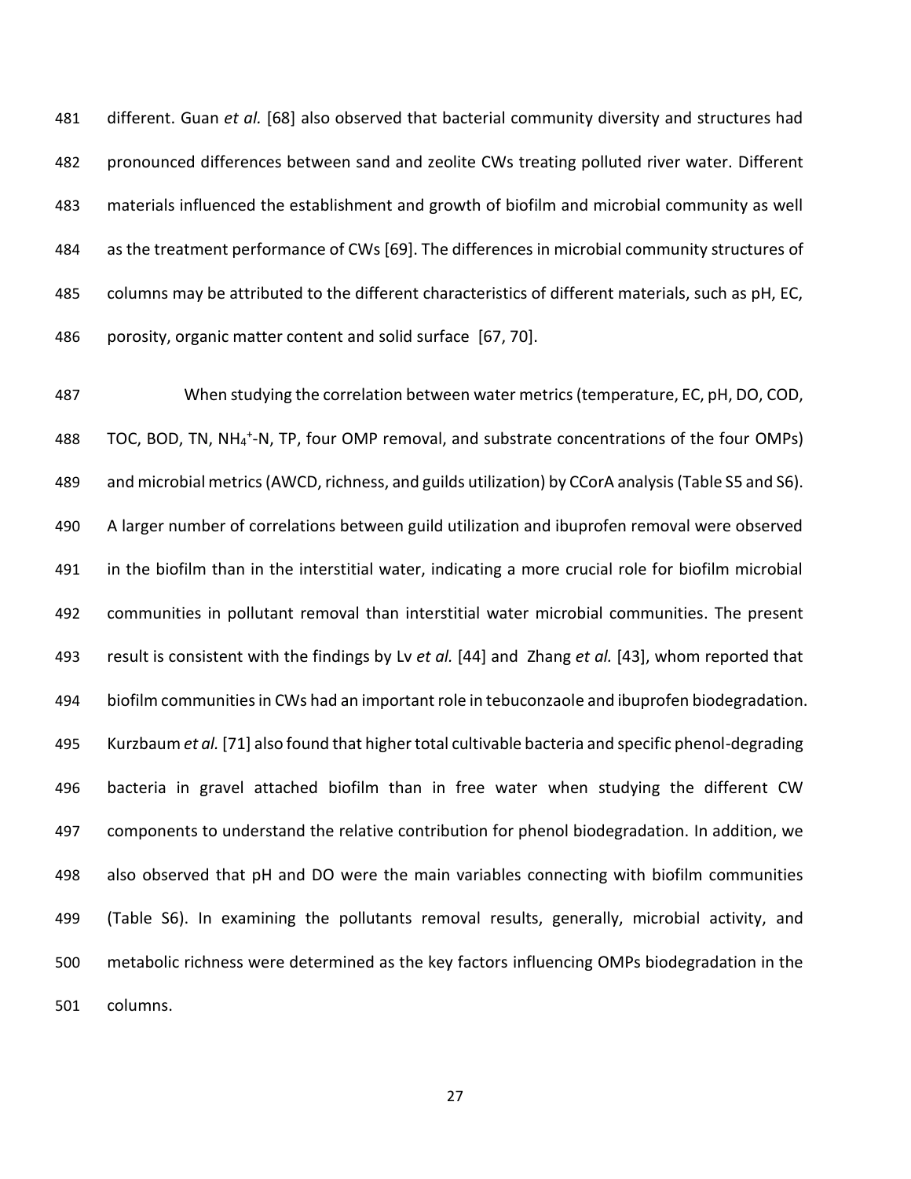different. Guan *et al.* [68] also observed that bacterial community diversity and structures had pronounced differences between sand and zeolite CWs treating polluted river water. Different materials influenced the establishment and growth of biofilm and microbial community as well as the treatment performance of CWs [69]. The differences in microbial community structures of columns may be attributed to the different characteristics of different materials, such as pH, EC, porosity, organic matter content and solid surface [67, 70].

When studying the correlation between water metrics (temperature, EC, pH, DO, COD, TOC, BOD, TN, $NH_4^+$-N, TP, four OMP removal, and substrate concentrations of the four OMPs) and microbial metrics (AWCD, richness, and guilds utilization) by CCorA analysis (Table S5 and S6). A larger number of correlations between guild utilization and ibuprofen removal were observed in the biofilm than in the interstitial water, indicating a more crucial role for biofilm microbial communities in pollutant removal than interstitial water microbial communities. The present result is consistent with the findings by Lv *et al.* [44] and Zhang *et al.* [43], whom reported that biofilm communities in CWs had an important role in tebuconzaole and ibuprofen biodegradation. Kurzbaum *et al.* [71] also found that higher total cultivable bacteria and specific phenol-degrading bacteria in gravel attached biofilm than in free water when studying the different CW components to understand the relative contribution for phenol biodegradation. In addition, we also observed that pH and DO were the main variables connecting with biofilm communities (Table S6). In examining the pollutants removal results, generally, microbial activity, and metabolic richness were determined as the key factors influencing OMPs biodegradation in the columns.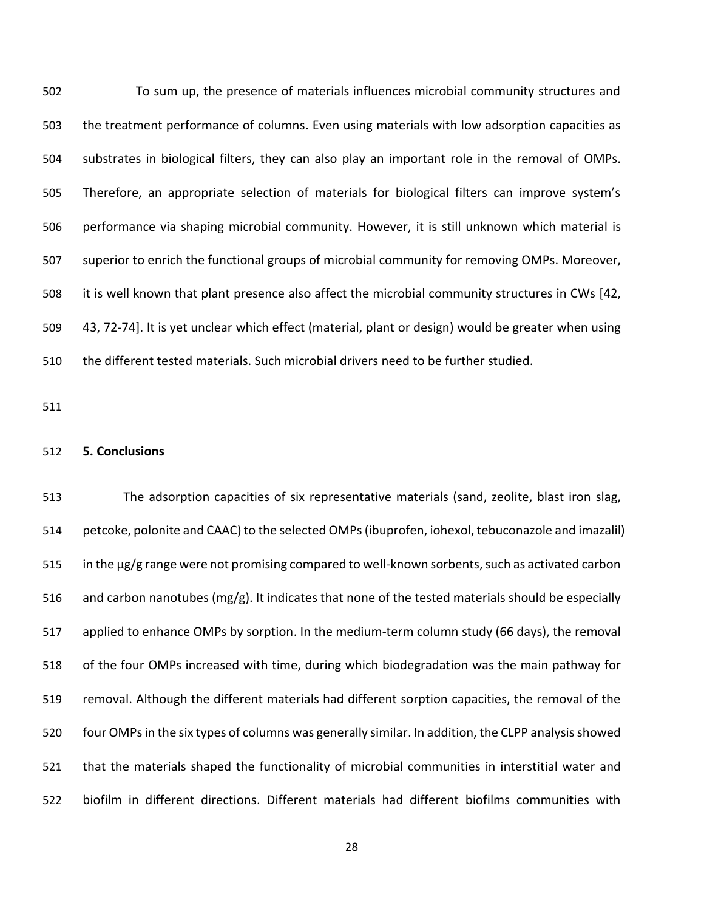To sum up, the presence of materials influences microbial community structures and the treatment performance of columns. Even using materials with low adsorption capacities as substrates in biological filters, they can also play an important role in the removal of OMPs. Therefore, an appropriate selection of materials for biological filters can improve system's performance via shaping microbial community. However, it is still unknown which material is superior to enrich the functional groups of microbial community for removing OMPs. Moreover, it is well known that plant presence also affect the microbial community structures in CWs [42, 43, 72-74]. It is yet unclear which effect (material, plant or design) would be greater when using the different tested materials. Such microbial drivers need to be further studied.

## 5. Conclusions

The adsorption capacities of six representative materials (sand, zeolite, blast iron slag, petcoke, polonite and CAAC) to the selected OMPs (ibuprofen, iohexol, tebuconazole and imazalil) in the μg/g range were not promising compared to well-known sorbents, such as activated carbon and carbon nanotubes (mg/g). It indicates that none of the tested materials should be especially applied to enhance OMPs by sorption. In the medium-term column study (66 days), the removal of the four OMPs increased with time, during which biodegradation was the main pathway for removal. Although the different materials had different sorption capacities, the removal of the four OMPs in the six types of columns was generally similar. In addition, the CLPP analysis showed that the materials shaped the functionality of microbial communities in interstitial water and biofilm in different directions. Different materials had different biofilms communities with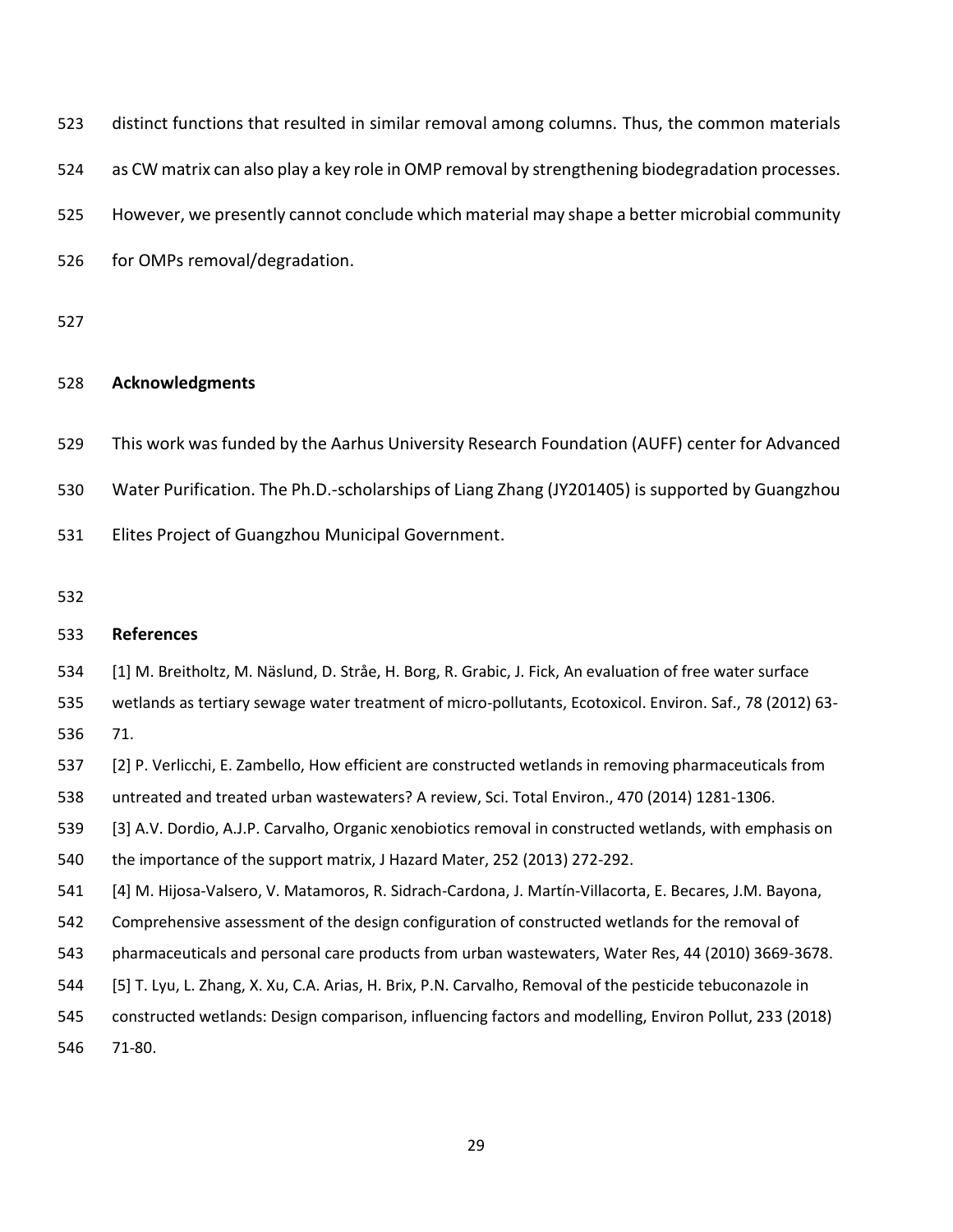distinct functions that resulted in similar removal among columns. Thus, the common materials as CW matrix can also play a key role in OMP removal by strengthening biodegradation processes. However, we presently cannot conclude which material may shape a better microbial community for OMPs removal/degradation.

## Acknowledgments

This work was funded by the Aarhus University Research Foundation (AUFF) center for Advanced Water Purification. The Ph.D.-scholarships of Liang Zhang (JY201405) is supported by Guangzhou Elites Project of Guangzhou Municipal Government.

## References

[1] M. Breitholtz, M. Näslund, D. Stråe, H. Borg, R. Grabic, J. Fick, An evaluation of free water surface wetlands as tertiary sewage water treatment of micro-pollutants, Ecotoxicol. Environ. Saf., 78 (2012) 63-71.

[2] P. Verlicchi, E. Zambello, How efficient are constructed wetlands in removing pharmaceuticals from untreated and treated urban wastewaters? A review, Sci. Total Environ., 470 (2014) 1281-1306.

[3] A.V. Dordio, A.J.P. Carvalho, Organic xenobiotics removal in constructed wetlands, with emphasis on the importance of the support matrix, J Hazard Mater, 252 (2013) 272-292.

[4] M. Hijosa-Valsero, V. Matamoros, R. Sidrach-Cardona, J. Martín-Villacorta, E. Becares, J.M. Bayona, Comprehensive assessment of the design configuration of constructed wetlands for the removal of pharmaceuticals and personal care products from urban wastewaters, Water Res, 44 (2010) 3669-3678.

[5] T. Lyu, L. Zhang, X. Xu, C.A. Arias, H. Brix, P.N. Carvalho, Removal of the pesticide tebuconazole in constructed wetlands: Design comparison, influencing factors and modelling, Environ Pollut, 233 (2018) 71-80.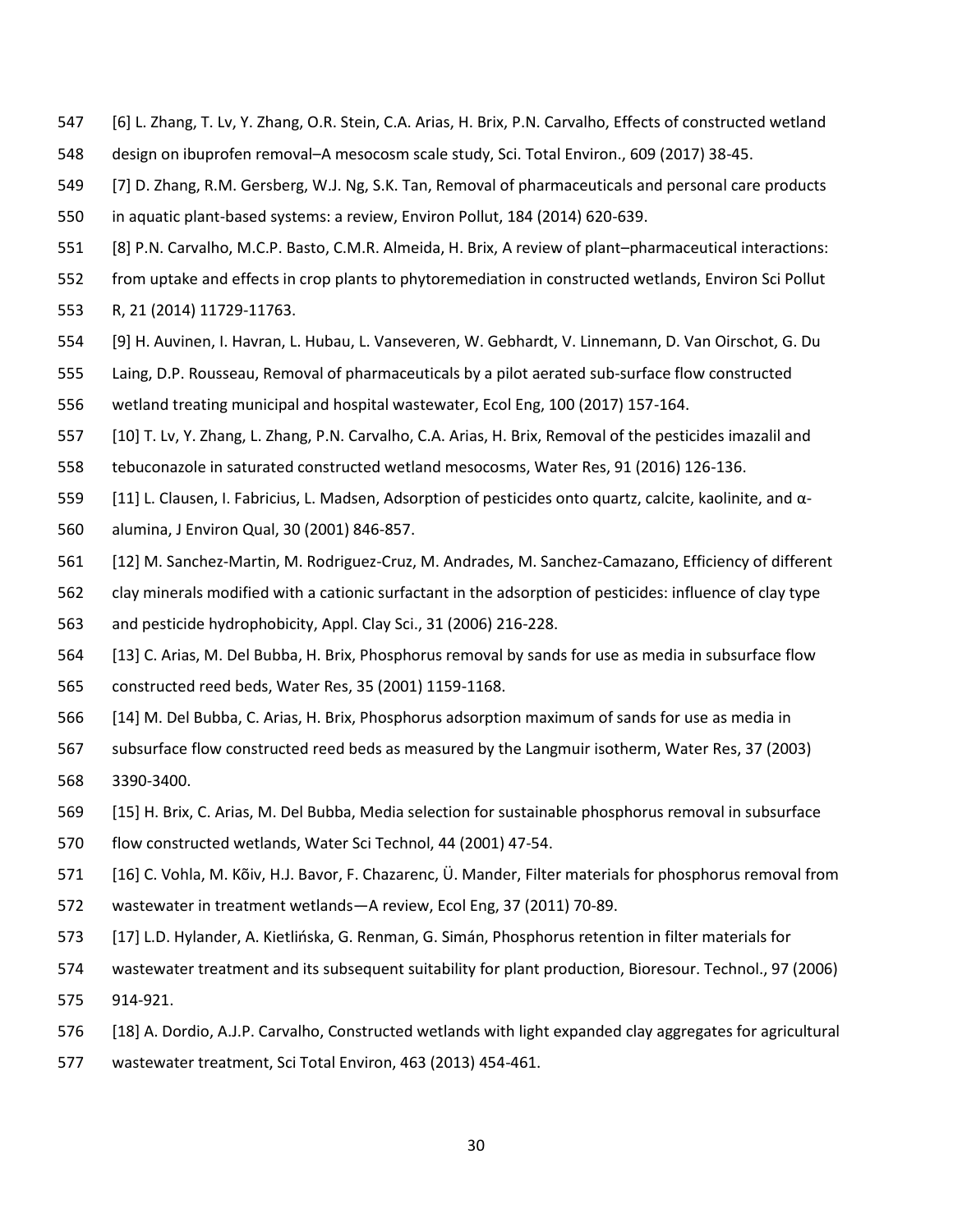[6] L. Zhang, T. Lv, Y. Zhang, O.R. Stein, C.A. Arias, H. Brix, P.N. Carvalho, Effects of constructed wetland design on ibuprofen removal–A mesocosm scale study, Sci. Total Environ., 609 (2017) 38-45.

[7] D. Zhang, R.M. Gersberg, W.J. Ng, S.K. Tan, Removal of pharmaceuticals and personal care products in aquatic plant-based systems: a review, Environ Pollut, 184 (2014) 620-639.

[8] P.N. Carvalho, M.C.P. Basto, C.M.R. Almeida, H. Brix, A review of plant–pharmaceutical interactions: from uptake and effects in crop plants to phytoremediation in constructed wetlands, Environ Sci Pollut R, 21 (2014) 11729-11763.

[9] H. Auvinen, I. Havran, L. Hubau, L. Vanseveren, W. Gebhardt, V. Linnemann, D. Van Oirschot, G. Du Laing, D.P. Rousseau, Removal of pharmaceuticals by a pilot aerated sub-surface flow constructed wetland treating municipal and hospital wastewater, Ecol Eng, 100 (2017) 157-164.

[10] T. Lv, Y. Zhang, L. Zhang, P.N. Carvalho, C.A. Arias, H. Brix, Removal of the pesticides imazalil and tebuconazole in saturated constructed wetland mesocosms, Water Res, 91 (2016) 126-136.

[11] L. Clausen, I. Fabricius, L. Madsen, Adsorption of pesticides onto quartz, calcite, kaolinite, and α-alumina, J Environ Qual, 30 (2001) 846-857.

[12] M. Sanchez-Martin, M. Rodriguez-Cruz, M. Andrades, M. Sanchez-Camazano, Efficiency of different clay minerals modified with a cationic surfactant in the adsorption of pesticides: influence of clay type and pesticide hydrophobicity, Appl. Clay Sci., 31 (2006) 216-228.

[13] C. Arias, M. Del Bubba, H. Brix, Phosphorus removal by sands for use as media in subsurface flow constructed reed beds, Water Res, 35 (2001) 1159-1168.

[14] M. Del Bubba, C. Arias, H. Brix, Phosphorus adsorption maximum of sands for use as media in subsurface flow constructed reed beds as measured by the Langmuir isotherm, Water Res, 37 (2003) 3390-3400.

[15] H. Brix, C. Arias, M. Del Bubba, Media selection for sustainable phosphorus removal in subsurface flow constructed wetlands, Water Sci Technol, 44 (2001) 47-54.

[16] C. Vohla, M. Kõiv, H.J. Bavor, F. Chazarenc, Ü. Mander, Filter materials for phosphorus removal from wastewater in treatment wetlands—A review, Ecol Eng, 37 (2011) 70-89.

[17] L.D. Hylander, A. Kietlińska, G. Renman, G. Simán, Phosphorus retention in filter materials for wastewater treatment and its subsequent suitability for plant production, Bioresour. Technol., 97 (2006) 914-921.

[18] A. Dordio, A.J.P. Carvalho, Constructed wetlands with light expanded clay aggregates for agricultural wastewater treatment, Sci Total Environ, 463 (2013) 454-461.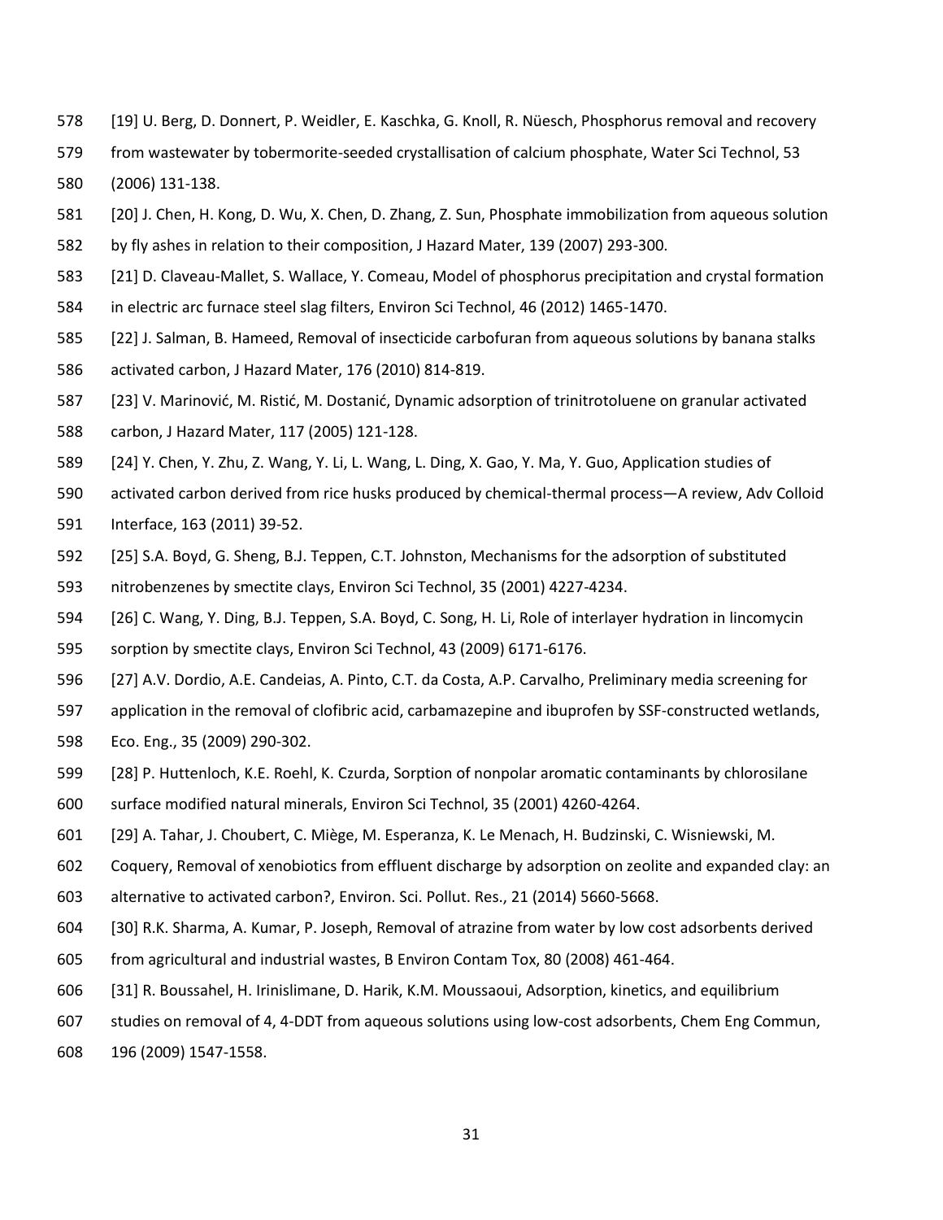[19] U. Berg, D. Donnert, P. Weidler, E. Kaschka, G. Knoll, R. Nüesch, Phosphorus removal and recovery from wastewater by tobermorite-seeded crystallisation of calcium phosphate, Water Sci Technol, 53 (2006) 131-138.

[20] J. Chen, H. Kong, D. Wu, X. Chen, D. Zhang, Z. Sun, Phosphate immobilization from aqueous solution by fly ashes in relation to their composition, J Hazard Mater, 139 (2007) 293-300.

[21] D. Claveau-Mallet, S. Wallace, Y. Comeau, Model of phosphorus precipitation and crystal formation in electric arc furnace steel slag filters, Environ Sci Technol, 46 (2012) 1465-1470.

[22] J. Salman, B. Hameed, Removal of insecticide carbofuran from aqueous solutions by banana stalks activated carbon, J Hazard Mater, 176 (2010) 814-819.

[23] V. Marinović, M. Ristić, M. Dostanić, Dynamic adsorption of trinitrotoluene on granular activated carbon, J Hazard Mater, 117 (2005) 121-128.

[24] Y. Chen, Y. Zhu, Z. Wang, Y. Li, L. Wang, L. Ding, X. Gao, Y. Ma, Y. Guo, Application studies of activated carbon derived from rice husks produced by chemical-thermal process—A review, Adv Colloid Interface, 163 (2011) 39-52.

[25] S.A. Boyd, G. Sheng, B.J. Teppen, C.T. Johnston, Mechanisms for the adsorption of substituted nitrobenzenes by smectite clays, Environ Sci Technol, 35 (2001) 4227-4234.

[26] C. Wang, Y. Ding, B.J. Teppen, S.A. Boyd, C. Song, H. Li, Role of interlayer hydration in lincomycin sorption by smectite clays, Environ Sci Technol, 43 (2009) 6171-6176.

[27] A.V. Dordio, A.E. Candeias, A. Pinto, C.T. da Costa, A.P. Carvalho, Preliminary media screening for application in the removal of clofibric acid, carbamazepine and ibuprofen by SSF-constructed wetlands, Eco. Eng., 35 (2009) 290-302.

[28] P. Huttenloch, K.E. Roehl, K. Czurda, Sorption of nonpolar aromatic contaminants by chlorosilane surface modified natural minerals, Environ Sci Technol, 35 (2001) 4260-4264.

[29] A. Tahar, J. Choubert, C. Miège, M. Esperanza, K. Le Menach, H. Budzinski, C. Wisniewski, M. Coquery, Removal of xenobiotics from effluent discharge by adsorption on zeolite and expanded clay: an alternative to activated carbon?, Environ. Sci. Pollut. Res., 21 (2014) 5660-5668.

[30] R.K. Sharma, A. Kumar, P. Joseph, Removal of atrazine from water by low cost adsorbents derived from agricultural and industrial wastes, B Environ Contam Tox, 80 (2008) 461-464.

[31] R. Boussahel, H. Irinislimane, D. Harik, K.M. Moussaoui, Adsorption, kinetics, and equilibrium studies on removal of 4, 4-DDT from aqueous solutions using low-cost adsorbents, Chem Eng Commun, 196 (2009) 1547-1558.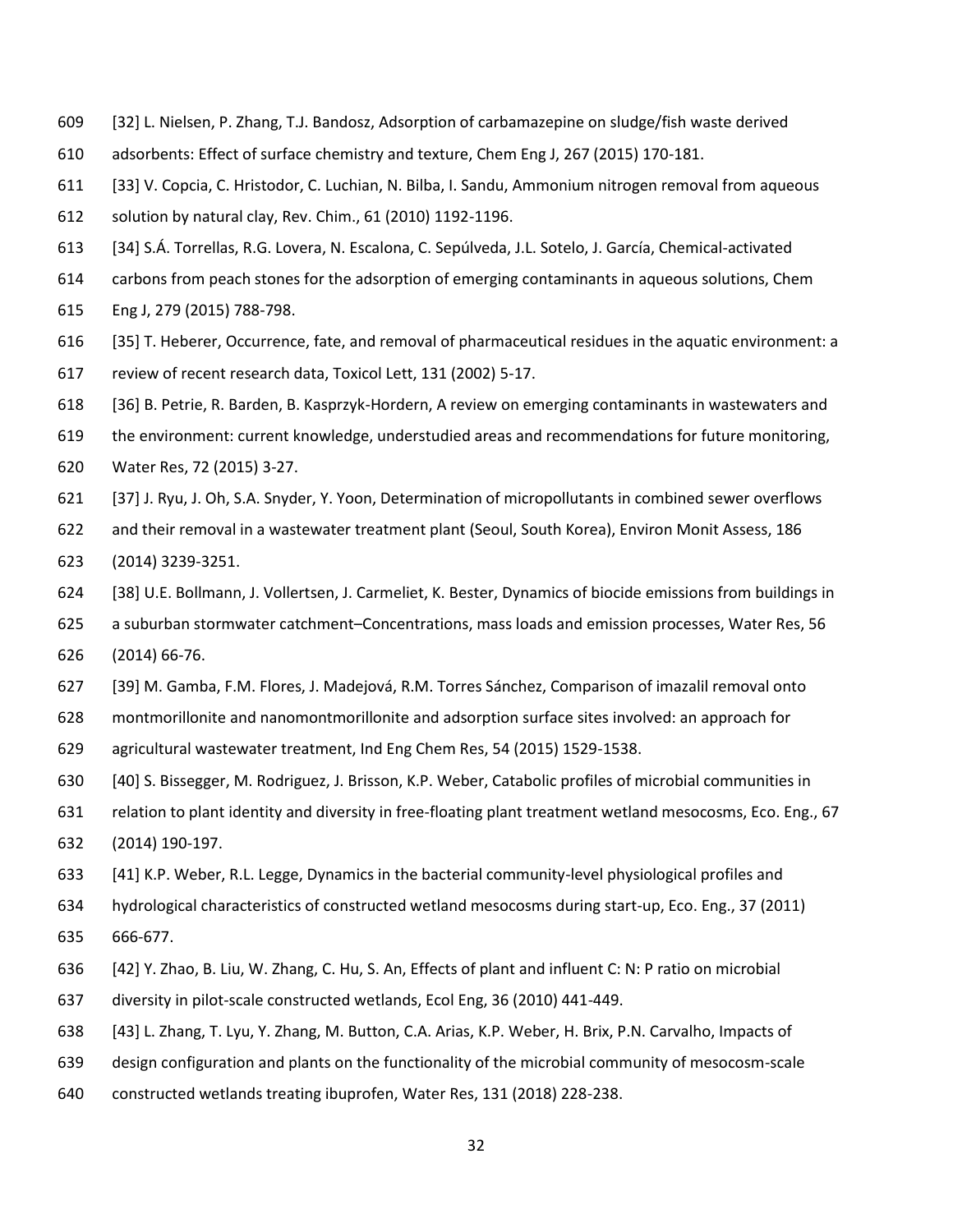[32] L. Nielsen, P. Zhang, T.J. Bandosz, Adsorption of carbamazepine on sludge/fish waste derived adsorbents: Effect of surface chemistry and texture, Chem Eng J, 267 (2015) 170-181.

[33] V. Copcia, C. Hristodor, C. Luchian, N. Bilba, I. Sandu, Ammonium nitrogen removal from aqueous solution by natural clay, Rev. Chim., 61 (2010) 1192-1196.

[34] S.Á. Torrellas, R.G. Lovera, N. Escalona, C. Sepúlveda, J.L. Sotelo, J. García, Chemical-activated carbons from peach stones for the adsorption of emerging contaminants in aqueous solutions, Chem Eng J, 279 (2015) 788-798.

[35] T. Heberer, Occurrence, fate, and removal of pharmaceutical residues in the aquatic environment: a review of recent research data, Toxicol Lett, 131 (2002) 5-17.

[36] B. Petrie, R. Barden, B. Kasprzyk-Hordern, A review on emerging contaminants in wastewaters and the environment: current knowledge, understudied areas and recommendations for future monitoring, Water Res, 72 (2015) 3-27.

[37] J. Ryu, J. Oh, S.A. Snyder, Y. Yoon, Determination of micropollutants in combined sewer overflows and their removal in a wastewater treatment plant (Seoul, South Korea), Environ Monit Assess, 186 (2014) 3239-3251.

[38] U.E. Bollmann, J. Vollertsen, J. Carmeliet, K. Bester, Dynamics of biocide emissions from buildings in a suburban stormwater catchment–Concentrations, mass loads and emission processes, Water Res, 56 (2014) 66-76.

[39] M. Gamba, F.M. Flores, J. Madejová, R.M. Torres Sánchez, Comparison of imazalil removal onto montmorillonite and nanomontmorillonite and adsorption surface sites involved: an approach for agricultural wastewater treatment, Ind Eng Chem Res, 54 (2015) 1529-1538.

[40] S. Bissegger, M. Rodriguez, J. Brisson, K.P. Weber, Catabolic profiles of microbial communities in relation to plant identity and diversity in free-floating plant treatment wetland mesocosms, Eco. Eng., 67 (2014) 190-197.

[41] K.P. Weber, R.L. Legge, Dynamics in the bacterial community-level physiological profiles and hydrological characteristics of constructed wetland mesocosms during start-up, Eco. Eng., 37 (2011) 666-677.

[42] Y. Zhao, B. Liu, W. Zhang, C. Hu, S. An, Effects of plant and influent C: N: P ratio on microbial diversity in pilot-scale constructed wetlands, Ecol Eng, 36 (2010) 441-449.

[43] L. Zhang, T. Lyu, Y. Zhang, M. Button, C.A. Arias, K.P. Weber, H. Brix, P.N. Carvalho, Impacts of design configuration and plants on the functionality of the microbial community of mesocosm-scale constructed wetlands treating ibuprofen, Water Res, 131 (2018) 228-238.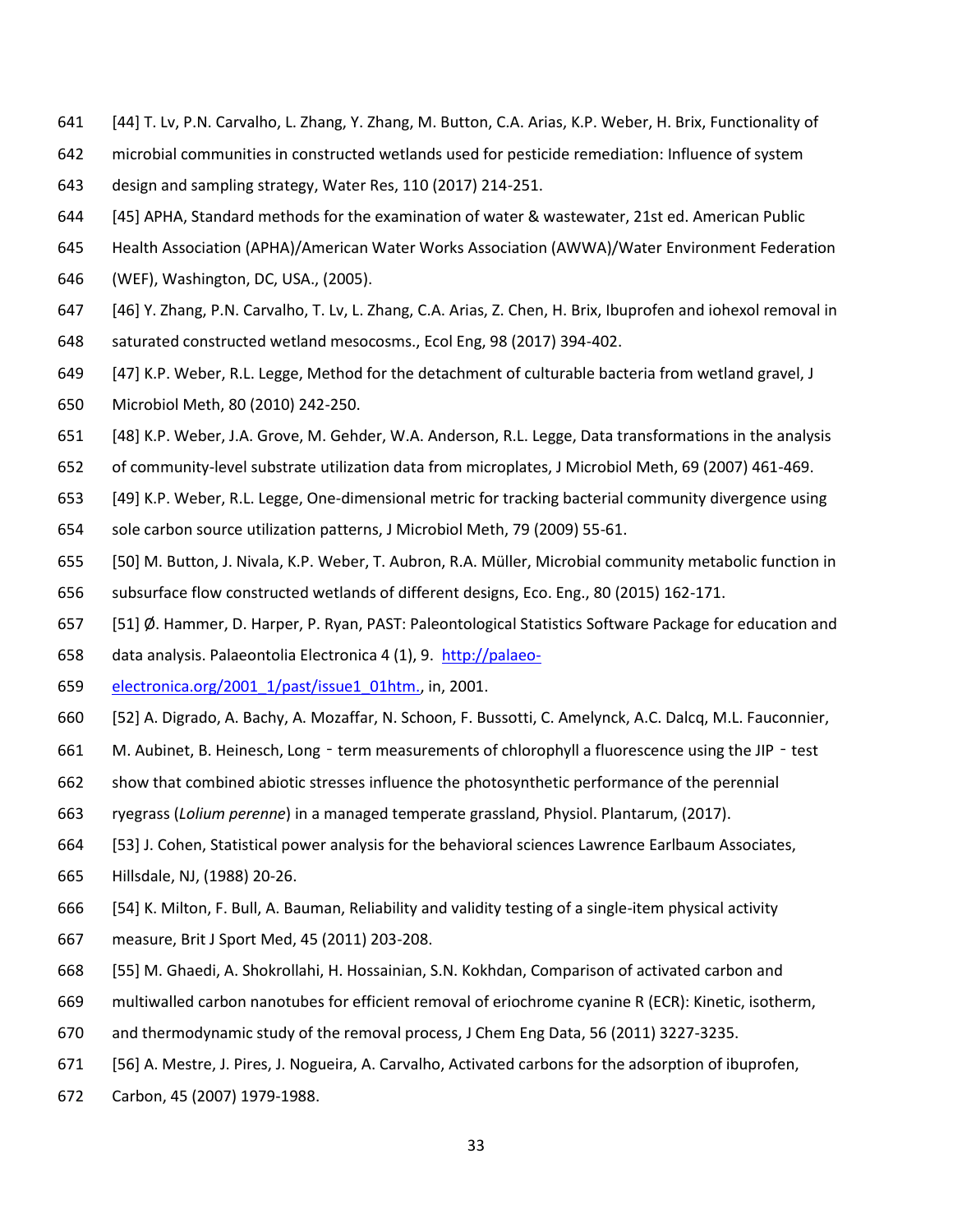[44] T. Lv, P.N. Carvalho, L. Zhang, Y. Zhang, M. Button, C.A. Arias, K.P. Weber, H. Brix, Functionality of microbial communities in constructed wetlands used for pesticide remediation: Influence of system design and sampling strategy, Water Res, 110 (2017) 214-251.

[45] APHA, Standard methods for the examination of water & wastewater, 21st ed. American Public Health Association (APHA)/American Water Works Association (AWWA)/Water Environment Federation (WEF), Washington, DC, USA., (2005).

[46] Y. Zhang, P.N. Carvalho, T. Lv, L. Zhang, C.A. Arias, Z. Chen, H. Brix, Ibuprofen and iohexol removal in saturated constructed wetland mesocosms., Ecol Eng, 98 (2017) 394-402.

[47] K.P. Weber, R.L. Legge, Method for the detachment of culturable bacteria from wetland gravel, J Microbiol Meth, 80 (2010) 242-250.

[48] K.P. Weber, J.A. Grove, M. Gehder, W.A. Anderson, R.L. Legge, Data transformations in the analysis of community-level substrate utilization data from microplates, J Microbiol Meth, 69 (2007) 461-469.

[49] K.P. Weber, R.L. Legge, One-dimensional metric for tracking bacterial community divergence using sole carbon source utilization patterns, J Microbiol Meth, 79 (2009) 55-61.

[50] M. Button, J. Nivala, K.P. Weber, T. Aubron, R.A. Müller, Microbial community metabolic function in subsurface flow constructed wetlands of different designs, Eco. Eng., 80 (2015) 162-171.

[51] Ø. Hammer, D. Harper, P. Ryan, PAST: Paleontological Statistics Software Package for education and data analysis. Palaeontolia Electronica 4 (1), 9. http://palaeo-electronica.org/2001_1/past/issue1_01htm., in, 2001.

[52] A. Digrado, A. Bachy, A. Mozaffar, N. Schoon, F. Bussotti, C. Amelynck, A.C. Dalcq, M.L. Fauconnier, M. Aubinet, B. Heinesch, Long‐term measurements of chlorophyll a fluorescence using the JIP‐test show that combined abiotic stresses influence the photosynthetic performance of the perennial ryegrass (*Lolium perenne*) in a managed temperate grassland, Physiol. Plantarum, (2017).

[53] J. Cohen, Statistical power analysis for the behavioral sciences Lawrence Earlbaum Associates, Hillsdale, NJ, (1988) 20-26.

[54] K. Milton, F. Bull, A. Bauman, Reliability and validity testing of a single-item physical activity measure, Brit J Sport Med, 45 (2011) 203-208.

[55] M. Ghaedi, A. Shokrollahi, H. Hossainian, S.N. Kokhdan, Comparison of activated carbon and multiwalled carbon nanotubes for efficient removal of eriochrome cyanine R (ECR): Kinetic, isotherm, and thermodynamic study of the removal process, J Chem Eng Data, 56 (2011) 3227-3235.

[56] A. Mestre, J. Pires, J. Nogueira, A. Carvalho, Activated carbons for the adsorption of ibuprofen, Carbon, 45 (2007) 1979-1988.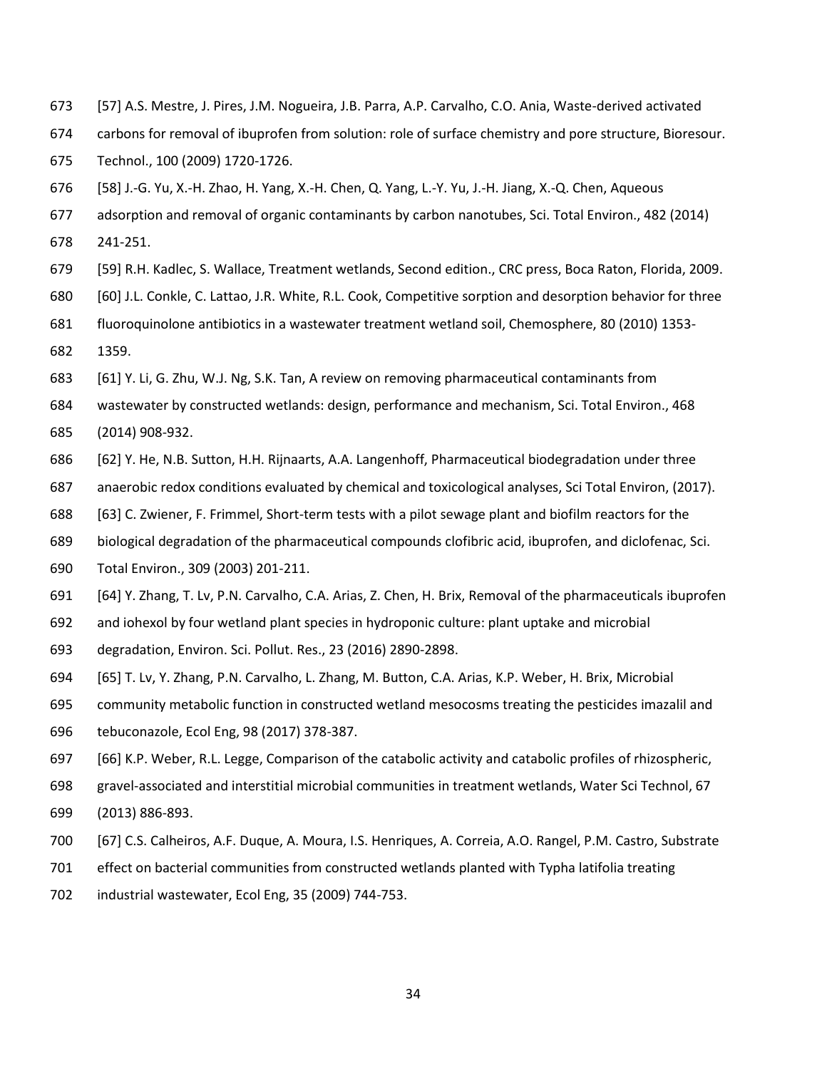[57] A.S. Mestre, J. Pires, J.M. Nogueira, J.B. Parra, A.P. Carvalho, C.O. Ania, Waste-derived activated carbons for removal of ibuprofen from solution: role of surface chemistry and pore structure, Bioresour. Technol., 100 (2009) 1720-1726.

[58] J.-G. Yu, X.-H. Zhao, H. Yang, X.-H. Chen, Q. Yang, L.-Y. Yu, J.-H. Jiang, X.-Q. Chen, Aqueous adsorption and removal of organic contaminants by carbon nanotubes, Sci. Total Environ., 482 (2014) 241-251.

[59] R.H. Kadlec, S. Wallace, Treatment wetlands, Second edition., CRC press, Boca Raton, Florida, 2009.

[60] J.L. Conkle, C. Lattao, J.R. White, R.L. Cook, Competitive sorption and desorption behavior for three fluoroquinolone antibiotics in a wastewater treatment wetland soil, Chemosphere, 80 (2010) 1353-1359.

[61] Y. Li, G. Zhu, W.J. Ng, S.K. Tan, A review on removing pharmaceutical contaminants from wastewater by constructed wetlands: design, performance and mechanism, Sci. Total Environ., 468 (2014) 908-932.

[62] Y. He, N.B. Sutton, H.H. Rijnaarts, A.A. Langenhoff, Pharmaceutical biodegradation under three anaerobic redox conditions evaluated by chemical and toxicological analyses, Sci Total Environ, (2017).

[63] C. Zwiener, F. Frimmel, Short-term tests with a pilot sewage plant and biofilm reactors for the biological degradation of the pharmaceutical compounds clofibric acid, ibuprofen, and diclofenac, Sci. Total Environ., 309 (2003) 201-211.

[64] Y. Zhang, T. Lv, P.N. Carvalho, C.A. Arias, Z. Chen, H. Brix, Removal of the pharmaceuticals ibuprofen and iohexol by four wetland plant species in hydroponic culture: plant uptake and microbial degradation, Environ. Sci. Pollut. Res., 23 (2016) 2890-2898.

[65] T. Lv, Y. Zhang, P.N. Carvalho, L. Zhang, M. Button, C.A. Arias, K.P. Weber, H. Brix, Microbial community metabolic function in constructed wetland mesocosms treating the pesticides imazalil and tebuconazole, Ecol Eng, 98 (2017) 378-387.

[66] K.P. Weber, R.L. Legge, Comparison of the catabolic activity and catabolic profiles of rhizospheric, gravel-associated and interstitial microbial communities in treatment wetlands, Water Sci Technol, 67 (2013) 886-893.

[67] C.S. Calheiros, A.F. Duque, A. Moura, I.S. Henriques, A. Correia, A.O. Rangel, P.M. Castro, Substrate effect on bacterial communities from constructed wetlands planted with Typha latifolia treating industrial wastewater, Ecol Eng, 35 (2009) 744-753.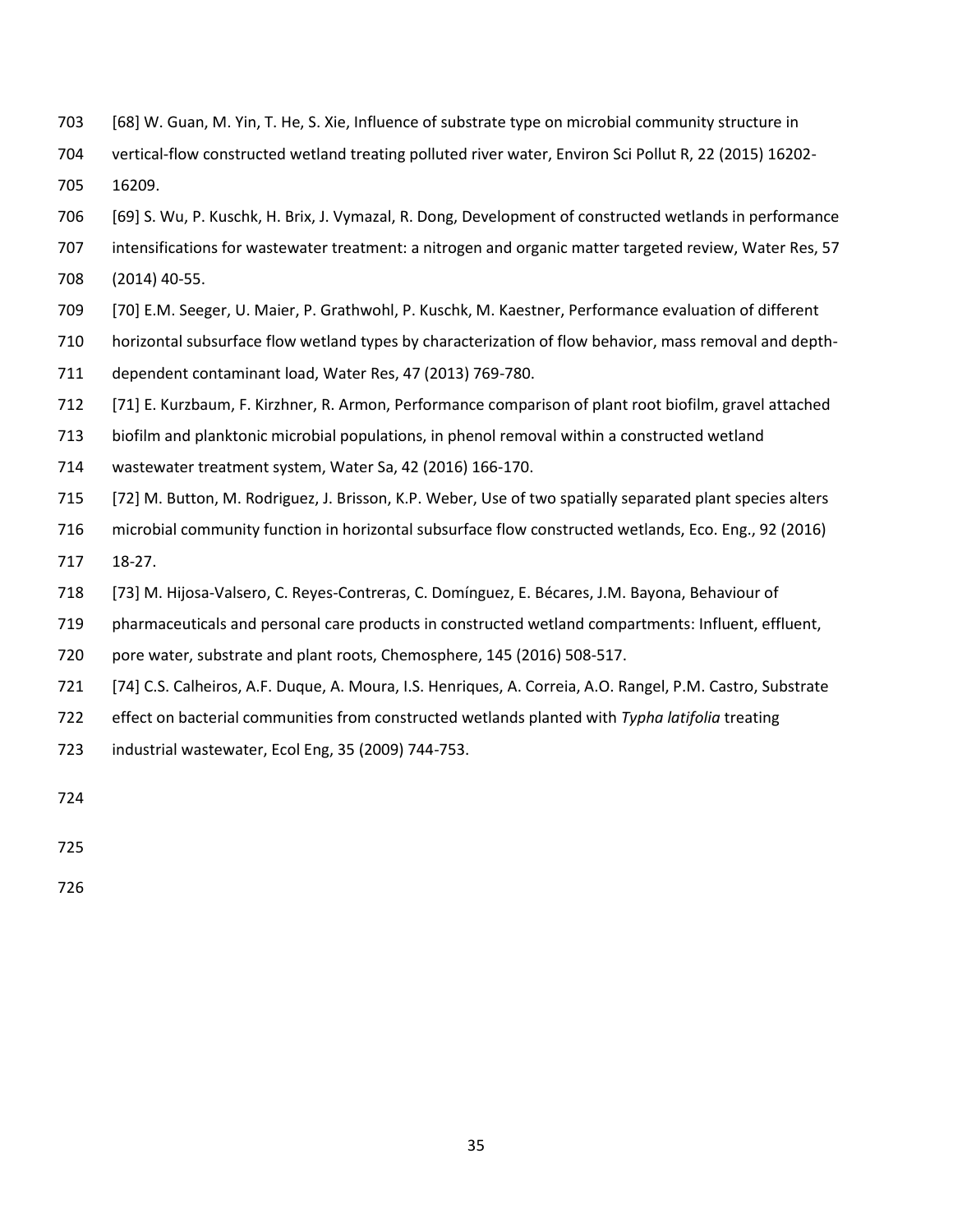[68] W. Guan, M. Yin, T. He, S. Xie, Influence of substrate type on microbial community structure in vertical-flow constructed wetland treating polluted river water, Environ Sci Pollut R, 22 (2015) 16202-16209.

[69] S. Wu, P. Kuschk, H. Brix, J. Vymazal, R. Dong, Development of constructed wetlands in performance intensifications for wastewater treatment: a nitrogen and organic matter targeted review, Water Res, 57 (2014) 40-55.

[70] E.M. Seeger, U. Maier, P. Grathwohl, P. Kuschk, M. Kaestner, Performance evaluation of different horizontal subsurface flow wetland types by characterization of flow behavior, mass removal and depth-dependent contaminant load, Water Res, 47 (2013) 769-780.

[71] E. Kurzbaum, F. Kirzhner, R. Armon, Performance comparison of plant root biofilm, gravel attached biofilm and planktonic microbial populations, in phenol removal within a constructed wetland wastewater treatment system, Water Sa, 42 (2016) 166-170.

[72] M. Button, M. Rodriguez, J. Brisson, K.P. Weber, Use of two spatially separated plant species alters microbial community function in horizontal subsurface flow constructed wetlands, Eco. Eng., 92 (2016) 18-27.

[73] M. Hijosa-Valsero, C. Reyes-Contreras, C. Domínguez, E. Bécares, J.M. Bayona, Behaviour of pharmaceuticals and personal care products in constructed wetland compartments: Influent, effluent, pore water, substrate and plant roots, Chemosphere, 145 (2016) 508-517.

[74] C.S. Calheiros, A.F. Duque, A. Moura, I.S. Henriques, A. Correia, A.O. Rangel, P.M. Castro, Substrate effect on bacterial communities from constructed wetlands planted with *Typha latifolia* treating industrial wastewater, Ecol Eng, 35 (2009) 744-753.